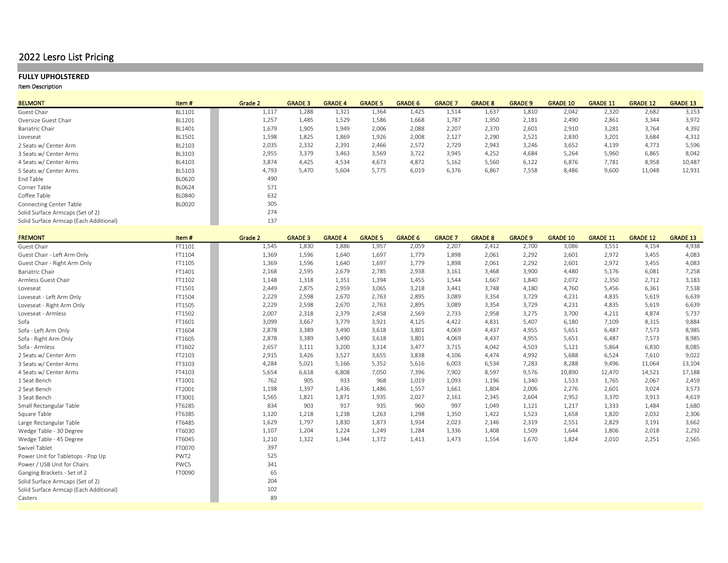# 2022 Lesro List Pricing

**FULLY UPHOLSTERED**

**Item Description**

| BELMONT | Item # | Grade 2 | GRADE 3 | GRADE 4 | GRADE 5 | GRADE 6 | GRADE 7 | GRADE 8 | GRADE 9 | GRADE 10 | GRADE 11 | GRADE 12 | GRADE 13 |
|---|---|---|---|---|---|---|---|---|---|---|---|---|---|
| Guest Chair | BL1101 | 1,117 | 1,288 | 1,321 | 1,364 | 1,425 | 1,514 | 1,637 | 1,810 | 2,042 | 2,320 | 2,682 | 3,153 |
| Oversize Guest Chair | BL1201 | 1,257 | 1,485 | 1,529 | 1,586 | 1,668 | 1,787 | 1,950 | 2,181 | 2,490 | 2,861 | 3,344 | 3,972 |
| Bariatric Chair | BL1401 | 1,679 | 1,905 | 1,949 | 2,006 | 2,088 | 2,207 | 2,370 | 2,601 | 2,910 | 3,281 | 3,764 | 4,392 |
| Loveseat | BL1501 | 1,598 | 1,825 | 1,869 | 1,926 | 2,008 | 2,127 | 2,290 | 2,521 | 2,830 | 3,201 | 3,684 | 4,312 |
| 2 Seats w/ Center Arm | BL2103 | 2,035 | 2,332 | 2,391 | 2,466 | 2,572 | 2,729 | 2,943 | 3,246 | 3,652 | 4,139 | 4,773 | 5,596 |
| 3 Seats w/ Center Arms | BL3103 | 2,955 | 3,379 | 3,463 | 3,569 | 3,722 | 3,945 | 4,252 | 4,684 | 5,264 | 5,960 | 6,865 | 8,042 |
| 4 Seats w/ Center Arms | BL4103 | 3,874 | 4,425 | 4,534 | 4,673 | 4,872 | 5,162 | 5,560 | 6,122 | 6,876 | 7,781 | 8,958 | 10,487 |
| 5 Seats w/ Center Arms | BL5103 | 4,793 | 5,470 | 5,604 | 5,775 | 6,019 | 6,376 | 6,867 | 7,558 | 8,486 | 9,600 | 11,048 | 12,931 |
| End Table | BL0620 | 490 | | | | | | | | | | | |
| Corner Table | BL0624 | 571 | | | | | | | | | | | |
| Coffee Table | BL0840 | 632 | | | | | | | | | | | |
| Connecting Center Table | BL0020 | 305 | | | | | | | | | | | |
| Solid Surface Armcaps (Set of 2) | | 274 | | | | | | | | | | | |
| Solid Surface Armcap (Each Additional) | | 137 | | | | | | | | | | | |

| FREMONT | Item # | Grade 2 | GRADE 3 | GRADE 4 | GRADE 5 | GRADE 6 | GRADE 7 | GRADE 8 | GRADE 9 | GRADE 10 | GRADE 11 | GRADE 12 | GRADE 13 |
|---|---|---|---|---|---|---|---|---|---|---|---|---|---|
| Guest Chair | FT1101 | 1,545 | 1,830 | 1,886 | 1,957 | 2,059 | 2,207 | 2,412 | 2,700 | 3,086 | 3,551 | 4,154 | 4,938 |
| Guest Chair - Left Arm Only | FT1104 | 1,369 | 1,596 | 1,640 | 1,697 | 1,779 | 1,898 | 2,061 | 2,292 | 2,601 | 2,972 | 3,455 | 4,083 |
| Guest Chair - Right Arm Only | FT1105 | 1,369 | 1,596 | 1,640 | 1,697 | 1,779 | 1,898 | 2,061 | 2,292 | 2,601 | 2,972 | 3,455 | 4,083 |
| Bariatric Chair | FT1401 | 2,168 | 2,595 | 2,679 | 2,785 | 2,938 | 3,161 | 3,468 | 3,900 | 4,480 | 5,176 | 6,081 | 7,258 |
| Armless Guest Chair | FT1102 | 1,148 | 1,318 | 1,351 | 1,394 | 1,455 | 1,544 | 1,667 | 1,840 | 2,072 | 2,350 | 2,712 | 3,183 |
| Loveseat | FT1501 | 2,449 | 2,875 | 2,959 | 3,065 | 3,218 | 3,441 | 3,748 | 4,180 | 4,760 | 5,456 | 6,361 | 7,538 |
| Loveseat - Left Arm Only | FT1504 | 2,229 | 2,598 | 2,670 | 2,763 | 2,895 | 3,089 | 3,354 | 3,729 | 4,231 | 4,835 | 5,619 | 6,639 |
| Loveseat - Right Arm Only | FT1505 | 2,229 | 2,598 | 2,670 | 2,763 | 2,895 | 3,089 | 3,354 | 3,729 | 4,231 | 4,835 | 5,619 | 6,639 |
| Loveseat - Armless | FT1502 | 2,007 | 2,318 | 2,379 | 2,458 | 2,569 | 2,733 | 2,958 | 3,275 | 3,700 | 4,211 | 4,874 | 5,737 |
| Sofa | FT1601 | 3,099 | 3,667 | 3,779 | 3,921 | 4,125 | 4,422 | 4,831 | 5,407 | 6,180 | 7,109 | 8,315 | 9,884 |
| Sofa - Left Arm Only | FT1604 | 2,878 | 3,389 | 3,490 | 3,618 | 3,801 | 4,069 | 4,437 | 4,955 | 5,651 | 6,487 | 7,573 | 8,985 |
| Sofa - Right Arm Only | FT1605 | 2,878 | 3,389 | 3,490 | 3,618 | 3,801 | 4,069 | 4,437 | 4,955 | 5,651 | 6,487 | 7,573 | 8,985 |
| Sofa - Armless | FT1602 | 2,657 | 3,111 | 3,200 | 3,314 | 3,477 | 3,715 | 4,042 | 4,503 | 5,121 | 5,864 | 6,830 | 8,085 |
| 2 Seats w/ Center Arm | FT2103 | 2,915 | 3,426 | 3,527 | 3,655 | 3,838 | 4,106 | 4,474 | 4,992 | 5,688 | 6,524 | 7,610 | 9,022 |
| 3 Seats w/ Center Arms | FT3103 | 4,284 | 5,021 | 5,166 | 5,352 | 5,616 | 6,003 | 6,534 | 7,283 | 8,288 | 9,496 | 11,064 | 13,104 |
| 4 Seats w/ Center Arms | FT4103 | 5,654 | 6,618 | 6,808 | 7,050 | 7,396 | 7,902 | 8,597 | 9,576 | 10,890 | 12,470 | 14,521 | 17,188 |
| 1 Seat Bench | FT1001 | 762 | 905 | 933 | 968 | 1,019 | 1,093 | 1,196 | 1,340 | 1,533 | 1,765 | 2,067 | 2,459 |
| 2 Seat Bench | FT2001 | 1,198 | 1,397 | 1,436 | 1,486 | 1,557 | 1,661 | 1,804 | 2,006 | 2,276 | 2,601 | 3,024 | 3,573 |
| 3 Seat Bench | FT3001 | 1,565 | 1,821 | 1,871 | 1,935 | 2,027 | 2,161 | 2,345 | 2,604 | 2,952 | 3,370 | 3,913 | 4,619 |
| Small Rectangular Table | FT6285 | 834 | 903 | 917 | 935 | 960 | 997 | 1,049 | 1,121 | 1,217 | 1,333 | 1,484 | 1,680 |
| Square Table | FT6385 | 1,120 | 1,218 | 1,238 | 1,263 | 1,298 | 1,350 | 1,422 | 1,523 | 1,658 | 1,820 | 2,032 | 2,306 |
| Large Rectangular Table | FT6485 | 1,629 | 1,797 | 1,830 | 1,873 | 1,934 | 2,023 | 2,146 | 2,319 | 2,551 | 2,829 | 3,191 | 3,662 |
| Wedge Table - 30 Degree | FT6030 | 1,107 | 1,204 | 1,224 | 1,249 | 1,284 | 1,336 | 1,408 | 1,509 | 1,644 | 1,806 | 2,018 | 2,292 |
| Wedge Table - 45 Degree | FT6045 | 1,210 | 1,322 | 1,344 | 1,372 | 1,413 | 1,473 | 1,554 | 1,670 | 1,824 | 2,010 | 2,251 | 2,565 |
| Swivel Tablet | FT0070 | 397 | | | | | | | | | | | |
| Power Unit for Tabletops - Pop Up | PWT2 | 525 | | | | | | | | | | | |
| Power / USB Unit for Chairs | PWC5 | 341 | | | | | | | | | | | |
| Ganging Brackets - Set of 2 | FT0090 | 65 | | | | | | | | | | | |
| Solid Surface Armcaps (Set of 2) | | 204 | | | | | | | | | | | |
| Solid Surface Armcap (Each Additional) | | 102 | | | | | | | | | | | |
| Casters | | 89 | | | | | | | | | | | |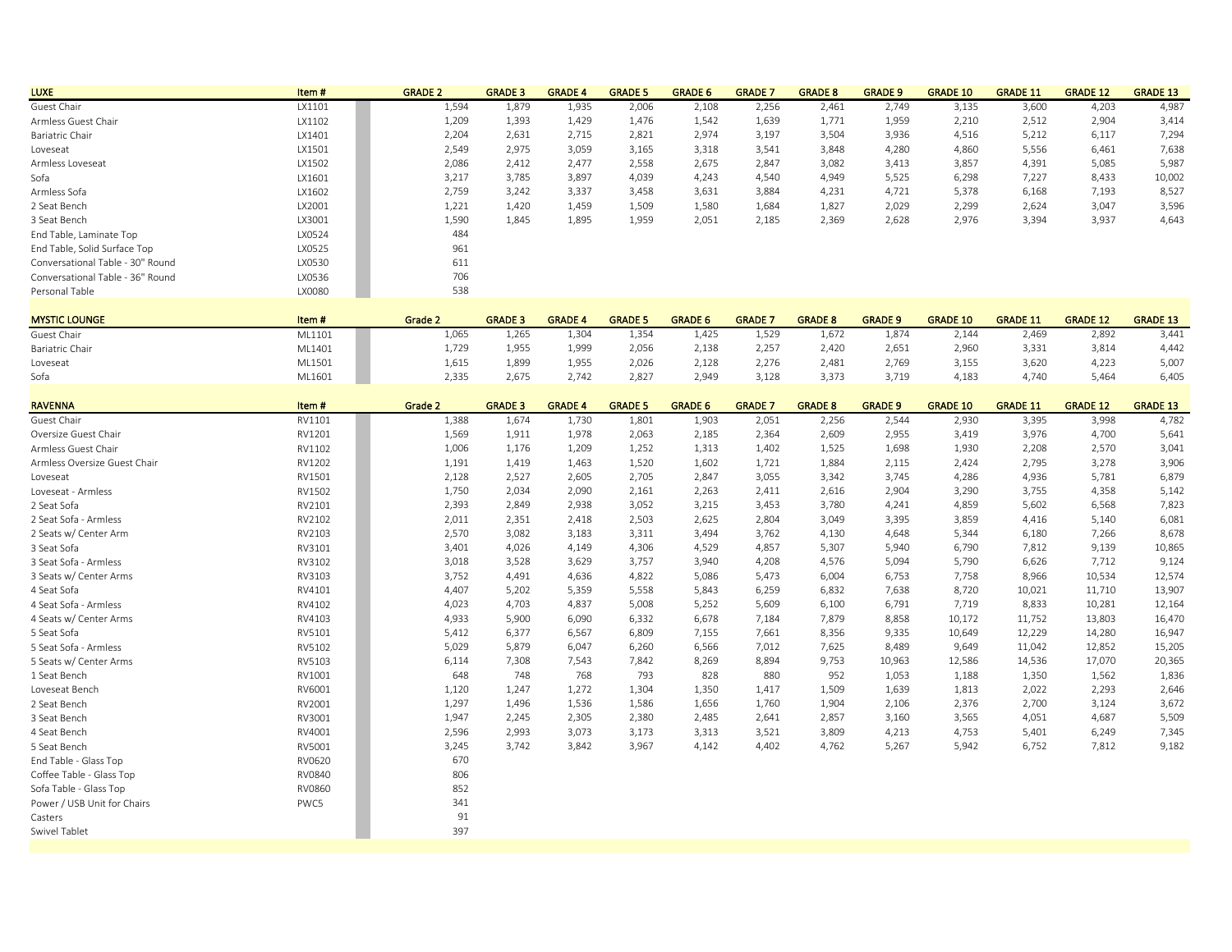| LUXE | Item # | GRADE 2 | GRADE 3 | GRADE 4 | GRADE 5 | GRADE 6 | GRADE 7 | GRADE 8 | GRADE 9 | GRADE 10 | GRADE 11 | GRADE 12 | GRADE 13 |
|---|---|---|---|---|---|---|---|---|---|---|---|---|---|
| Guest Chair | LX1101 | 1,594 | 1,879 | 1,935 | 2,006 | 2,108 | 2,256 | 2,461 | 2,749 | 3,135 | 3,600 | 4,203 | 4,987 |
| Armless Guest Chair | LX1102 | 1,209 | 1,393 | 1,429 | 1,476 | 1,542 | 1,639 | 1,771 | 1,959 | 2,210 | 2,512 | 2,904 | 3,414 |
| Bariatric Chair | LX1401 | 2,204 | 2,631 | 2,715 | 2,821 | 2,974 | 3,197 | 3,504 | 3,936 | 4,516 | 5,212 | 6,117 | 7,294 |
| Loveseat | LX1501 | 2,549 | 2,975 | 3,059 | 3,165 | 3,318 | 3,541 | 3,848 | 4,280 | 4,860 | 5,556 | 6,461 | 7,638 |
| Armless Loveseat | LX1502 | 2,086 | 2,412 | 2,477 | 2,558 | 2,675 | 2,847 | 3,082 | 3,413 | 3,857 | 4,391 | 5,085 | 5,987 |
| Sofa | LX1601 | 3,217 | 3,785 | 3,897 | 4,039 | 4,243 | 4,540 | 4,949 | 5,525 | 6,298 | 7,227 | 8,433 | 10,002 |
| Armless Sofa | LX1602 | 2,759 | 3,242 | 3,337 | 3,458 | 3,631 | 3,884 | 4,231 | 4,721 | 5,378 | 6,168 | 7,193 | 8,527 |
| 2 Seat Bench | LX2001 | 1,221 | 1,420 | 1,459 | 1,509 | 1,580 | 1,684 | 1,827 | 2,029 | 2,299 | 2,624 | 3,047 | 3,596 |
| 3 Seat Bench | LX3001 | 1,590 | 1,845 | 1,895 | 1,959 | 2,051 | 2,185 | 2,369 | 2,628 | 2,976 | 3,394 | 3,937 | 4,643 |
| End Table, Laminate Top | LX0524 | 484 | | | | | | | | | | | |
| End Table, Solid Surface Top | LX0525 | 961 | | | | | | | | | | | |
| Conversational Table - 30" Round | LX0530 | 611 | | | | | | | | | | | |
| Conversational Table - 36" Round | LX0536 | 706 | | | | | | | | | | | |
| Personal Table | LX0080 | 538 | | | | | | | | | | | |

| MYSTIC LOUNGE | Item # | Grade 2 | GRADE 3 | GRADE 4 | GRADE 5 | GRADE 6 | GRADE 7 | GRADE 8 | GRADE 9 | GRADE 10 | GRADE 11 | GRADE 12 | GRADE 13 |
|---|---|---|---|---|---|---|---|---|---|---|---|---|---|
| Guest Chair | ML1101 | 1,065 | 1,265 | 1,304 | 1,354 | 1,425 | 1,529 | 1,672 | 1,874 | 2,144 | 2,469 | 2,892 | 3,441 |
| Bariatric Chair | ML1401 | 1,729 | 1,955 | 1,999 | 2,056 | 2,138 | 2,257 | 2,420 | 2,651 | 2,960 | 3,331 | 3,814 | 4,442 |
| Loveseat | ML1501 | 1,615 | 1,899 | 1,955 | 2,026 | 2,128 | 2,276 | 2,481 | 2,769 | 3,155 | 3,620 | 4,223 | 5,007 |
| Sofa | ML1601 | 2,335 | 2,675 | 2,742 | 2,827 | 2,949 | 3,128 | 3,373 | 3,719 | 4,183 | 4,740 | 5,464 | 6,405 |

| RAVENNA | Item # | Grade 2 | GRADE 3 | GRADE 4 | GRADE 5 | GRADE 6 | GRADE 7 | GRADE 8 | GRADE 9 | GRADE 10 | GRADE 11 | GRADE 12 | GRADE 13 |
|---|---|---|---|---|---|---|---|---|---|---|---|---|---|
| Guest Chair | RV1101 | 1,388 | 1,674 | 1,730 | 1,801 | 1,903 | 2,051 | 2,256 | 2,544 | 2,930 | 3,395 | 3,998 | 4,782 |
| Oversize Guest Chair | RV1201 | 1,569 | 1,911 | 1,978 | 2,063 | 2,185 | 2,364 | 2,609 | 2,955 | 3,419 | 3,976 | 4,700 | 5,641 |
| Armless Guest Chair | RV1102 | 1,006 | 1,176 | 1,209 | 1,252 | 1,313 | 1,402 | 1,525 | 1,698 | 1,930 | 2,208 | 2,570 | 3,041 |
| Armless Oversize Guest Chair | RV1202 | 1,191 | 1,419 | 1,463 | 1,520 | 1,602 | 1,721 | 1,884 | 2,115 | 2,424 | 2,795 | 3,278 | 3,906 |
| Loveseat | RV1501 | 2,128 | 2,527 | 2,605 | 2,705 | 2,847 | 3,055 | 3,342 | 3,745 | 4,286 | 4,936 | 5,781 | 6,879 |
| Loveseat - Armless | RV1502 | 1,750 | 2,034 | 2,090 | 2,161 | 2,263 | 2,411 | 2,616 | 2,904 | 3,290 | 3,755 | 4,358 | 5,142 |
| 2 Seat Sofa | RV2101 | 2,393 | 2,849 | 2,938 | 3,052 | 3,215 | 3,453 | 3,780 | 4,241 | 4,859 | 5,602 | 6,568 | 7,823 |
| 2 Seat Sofa - Armless | RV2102 | 2,011 | 2,351 | 2,418 | 2,503 | 2,625 | 2,804 | 3,049 | 3,395 | 3,859 | 4,416 | 5,140 | 6,081 |
| 2 Seats w/ Center Arm | RV2103 | 2,570 | 3,082 | 3,183 | 3,311 | 3,494 | 3,762 | 4,130 | 4,648 | 5,344 | 6,180 | 7,266 | 8,678 |
| 3 Seat Sofa | RV3101 | 3,401 | 4,026 | 4,149 | 4,306 | 4,529 | 4,857 | 5,307 | 5,940 | 6,790 | 7,812 | 9,139 | 10,865 |
| 3 Seat Sofa - Armless | RV3102 | 3,018 | 3,528 | 3,629 | 3,757 | 3,940 | 4,208 | 4,576 | 5,094 | 5,790 | 6,626 | 7,712 | 9,124 |
| 3 Seats w/ Center Arms | RV3103 | 3,752 | 4,491 | 4,636 | 4,822 | 5,086 | 5,473 | 6,004 | 6,753 | 7,758 | 8,966 | 10,534 | 12,574 |
| 4 Seat Sofa | RV4101 | 4,407 | 5,202 | 5,359 | 5,558 | 5,843 | 6,259 | 6,832 | 7,638 | 8,720 | 10,021 | 11,710 | 13,907 |
| 4 Seat Sofa - Armless | RV4102 | 4,023 | 4,703 | 4,837 | 5,008 | 5,252 | 5,609 | 6,100 | 6,791 | 7,719 | 8,833 | 10,281 | 12,164 |
| 4 Seats w/ Center Arms | RV4103 | 4,933 | 5,900 | 6,090 | 6,332 | 6,678 | 7,184 | 7,879 | 8,858 | 10,172 | 11,752 | 13,803 | 16,470 |
| 5 Seat Sofa | RV5101 | 5,412 | 6,377 | 6,567 | 6,809 | 7,155 | 7,661 | 8,356 | 9,335 | 10,649 | 12,229 | 14,280 | 16,947 |
| 5 Seat Sofa - Armless | RV5102 | 5,029 | 5,879 | 6,047 | 6,260 | 6,566 | 7,012 | 7,625 | 8,489 | 9,649 | 11,042 | 12,852 | 15,205 |
| 5 Seats w/ Center Arms | RV5103 | 6,114 | 7,308 | 7,543 | 7,842 | 8,269 | 8,894 | 9,753 | 10,963 | 12,586 | 14,536 | 17,070 | 20,365 |
| 1 Seat Bench | RV1001 | 648 | 748 | 768 | 793 | 828 | 880 | 952 | 1,053 | 1,188 | 1,350 | 1,562 | 1,836 |
| Loveseat Bench | RV6001 | 1,120 | 1,247 | 1,272 | 1,304 | 1,350 | 1,417 | 1,509 | 1,639 | 1,813 | 2,022 | 2,293 | 2,646 |
| 2 Seat Bench | RV2001 | 1,297 | 1,496 | 1,536 | 1,586 | 1,656 | 1,760 | 1,904 | 2,106 | 2,376 | 2,700 | 3,124 | 3,672 |
| 3 Seat Bench | RV3001 | 1,947 | 2,245 | 2,305 | 2,380 | 2,485 | 2,641 | 2,857 | 3,160 | 3,565 | 4,051 | 4,687 | 5,509 |
| 4 Seat Bench | RV4001 | 2,596 | 2,993 | 3,073 | 3,173 | 3,313 | 3,521 | 3,809 | 4,213 | 4,753 | 5,401 | 6,249 | 7,345 |
| 5 Seat Bench | RV5001 | 3,245 | 3,742 | 3,842 | 3,967 | 4,142 | 4,402 | 4,762 | 5,267 | 5,942 | 6,752 | 7,812 | 9,182 |
| End Table - Glass Top | RV0620 | 670 | | | | | | | | | | | |
| Coffee Table - Glass Top | RV0840 | 806 | | | | | | | | | | | |
| Sofa Table - Glass Top | RV0860 | 852 | | | | | | | | | | | |
| Power / USB Unit for Chairs | PWC5 | 341 | | | | | | | | | | | |
| Casters | | 91 | | | | | | | | | | | |
| Swivel Tablet | | 397 | | | | | | | | | | | |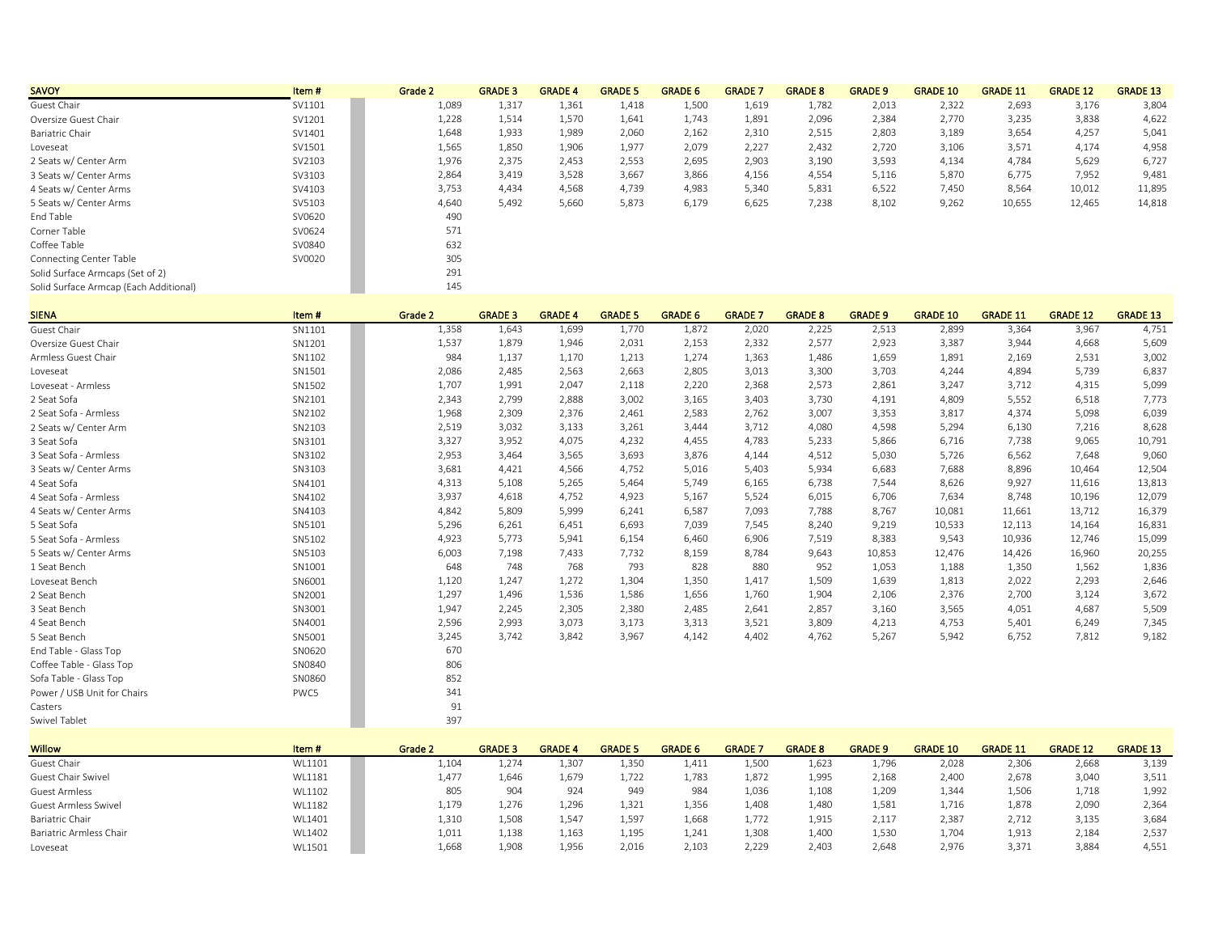| SAVOY | Item # | | Grade 2 | GRADE 3 | GRADE 4 | GRADE 5 | GRADE 6 | GRADE 7 | GRADE 8 | GRADE 9 | GRADE 10 | GRADE 11 | GRADE 12 | GRADE 13 |
|---|---|---|---|---|---|---|---|---|---|---|---|---|---|---|
| Guest Chair | SV1101 | | 1,089 | 1,317 | 1,361 | 1,418 | 1,500 | 1,619 | 1,782 | 2,013 | 2,322 | 2,693 | 3,176 | 3,804 |
| Oversize Guest Chair | SV1201 | | 1,228 | 1,514 | 1,570 | 1,641 | 1,743 | 1,891 | 2,096 | 2,384 | 2,770 | 3,235 | 3,838 | 4,622 |
| Bariatric Chair | SV1401 | | 1,648 | 1,933 | 1,989 | 2,060 | 2,162 | 2,310 | 2,515 | 2,803 | 3,189 | 3,654 | 4,257 | 5,041 |
| Loveseat | SV1501 | | 1,565 | 1,850 | 1,906 | 1,977 | 2,079 | 2,227 | 2,432 | 2,720 | 3,106 | 3,571 | 4,174 | 4,958 |
| 2 Seats w/ Center Arm | SV2103 | | 1,976 | 2,375 | 2,453 | 2,553 | 2,695 | 2,903 | 3,190 | 3,593 | 4,134 | 4,784 | 5,629 | 6,727 |
| 3 Seats w/ Center Arms | SV3103 | | 2,864 | 3,419 | 3,528 | 3,667 | 3,866 | 4,156 | 4,554 | 5,116 | 5,870 | 6,775 | 7,952 | 9,481 |
| 4 Seats w/ Center Arms | SV4103 | | 3,753 | 4,434 | 4,568 | 4,739 | 4,983 | 5,340 | 5,831 | 6,522 | 7,450 | 8,564 | 10,012 | 11,895 |
| 5 Seats w/ Center Arms | SV5103 | | 4,640 | 5,492 | 5,660 | 5,873 | 6,179 | 6,625 | 7,238 | 8,102 | 9,262 | 10,655 | 12,465 | 14,818 |
| End Table | SV0620 | | 490 | | | | | | | | | | | |
| Corner Table | SV0624 | | 571 | | | | | | | | | | | |
| Coffee Table | SV0840 | | 632 | | | | | | | | | | | |
| Connecting Center Table | SV0020 | | 305 | | | | | | | | | | | |
| Solid Surface Armcaps (Set of 2) | | | 291 | | | | | | | | | | | |
| Solid Surface Armcap (Each Additional) | | | 145 | | | | | | | | | | | |

| SIENA | Item # | | Grade 2 | GRADE 3 | GRADE 4 | GRADE 5 | GRADE 6 | GRADE 7 | GRADE 8 | GRADE 9 | GRADE 10 | GRADE 11 | GRADE 12 | GRADE 13 |
|---|---|---|---|---|---|---|---|---|---|---|---|---|---|---|
| Guest Chair | SN1101 | | 1,358 | 1,643 | 1,699 | 1,770 | 1,872 | 2,020 | 2,225 | 2,513 | 2,899 | 3,364 | 3,967 | 4,751 |
| Oversize Guest Chair | SN1201 | | 1,537 | 1,879 | 1,946 | 2,031 | 2,153 | 2,332 | 2,577 | 2,923 | 3,387 | 3,944 | 4,668 | 5,609 |
| Armless Guest Chair | SN1102 | | 984 | 1,137 | 1,170 | 1,213 | 1,274 | 1,363 | 1,486 | 1,659 | 1,891 | 2,169 | 2,531 | 3,002 |
| Loveseat | SN1501 | | 2,086 | 2,485 | 2,563 | 2,663 | 2,805 | 3,013 | 3,300 | 3,703 | 4,244 | 4,894 | 5,739 | 6,837 |
| Loveseat - Armless | SN1502 | | 1,707 | 1,991 | 2,047 | 2,118 | 2,220 | 2,368 | 2,573 | 2,861 | 3,247 | 3,712 | 4,315 | 5,099 |
| 2 Seat Sofa | SN2101 | | 2,343 | 2,799 | 2,888 | 3,002 | 3,165 | 3,403 | 3,730 | 4,191 | 4,809 | 5,552 | 6,518 | 7,773 |
| 2 Seat Sofa - Armless | SN2102 | | 1,968 | 2,309 | 2,376 | 2,461 | 2,583 | 2,762 | 3,007 | 3,353 | 3,817 | 4,374 | 5,098 | 6,039 |
| 2 Seats w/ Center Arm | SN2103 | | 2,519 | 3,032 | 3,133 | 3,261 | 3,444 | 3,712 | 4,080 | 4,598 | 5,294 | 6,130 | 7,216 | 8,628 |
| 3 Seat Sofa | SN3101 | | 3,327 | 3,952 | 4,075 | 4,232 | 4,455 | 4,783 | 5,233 | 5,866 | 6,716 | 7,738 | 9,065 | 10,791 |
| 3 Seat Sofa - Armless | SN3102 | | 2,953 | 3,464 | 3,565 | 3,693 | 3,876 | 4,144 | 4,512 | 5,030 | 5,726 | 6,562 | 7,648 | 9,060 |
| 3 Seats w/ Center Arms | SN3103 | | 3,681 | 4,421 | 4,566 | 4,752 | 5,016 | 5,403 | 5,934 | 6,683 | 7,688 | 8,896 | 10,464 | 12,504 |
| 4 Seat Sofa | SN4101 | | 4,313 | 5,108 | 5,265 | 5,464 | 5,749 | 6,165 | 6,738 | 7,544 | 8,626 | 9,927 | 11,616 | 13,813 |
| 4 Seat Sofa - Armless | SN4102 | | 3,937 | 4,618 | 4,752 | 4,923 | 5,167 | 5,524 | 6,015 | 6,706 | 7,634 | 8,748 | 10,196 | 12,079 |
| 4 Seats w/ Center Arms | SN4103 | | 4,842 | 5,809 | 5,999 | 6,241 | 6,587 | 7,093 | 7,788 | 8,767 | 10,081 | 11,661 | 13,712 | 16,379 |
| 5 Seat Sofa | SN5101 | | 5,296 | 6,261 | 6,451 | 6,693 | 7,039 | 7,545 | 8,240 | 9,219 | 10,533 | 12,113 | 14,164 | 16,831 |
| 5 Seat Sofa - Armless | SN5102 | | 4,923 | 5,773 | 5,941 | 6,154 | 6,460 | 6,906 | 7,519 | 8,383 | 9,543 | 10,936 | 12,746 | 15,099 |
| 5 Seats w/ Center Arms | SN5103 | | 6,003 | 7,198 | 7,433 | 7,732 | 8,159 | 8,784 | 9,643 | 10,853 | 12,476 | 14,426 | 16,960 | 20,255 |
| 1 Seat Bench | SN1001 | | 648 | 748 | 768 | 793 | 828 | 880 | 952 | 1,053 | 1,188 | 1,350 | 1,562 | 1,836 |
| Loveseat Bench | SN6001 | | 1,120 | 1,247 | 1,272 | 1,304 | 1,350 | 1,417 | 1,509 | 1,639 | 1,813 | 2,022 | 2,293 | 2,646 |
| 2 Seat Bench | SN2001 | | 1,297 | 1,496 | 1,536 | 1,586 | 1,656 | 1,760 | 1,904 | 2,106 | 2,376 | 2,700 | 3,124 | 3,672 |
| 3 Seat Bench | SN3001 | | 1,947 | 2,245 | 2,305 | 2,380 | 2,485 | 2,641 | 2,857 | 3,160 | 3,565 | 4,051 | 4,687 | 5,509 |
| 4 Seat Bench | SN4001 | | 2,596 | 2,993 | 3,073 | 3,173 | 3,313 | 3,521 | 3,809 | 4,213 | 4,753 | 5,401 | 6,249 | 7,345 |
| 5 Seat Bench | SN5001 | | 3,245 | 3,742 | 3,842 | 3,967 | 4,142 | 4,402 | 4,762 | 5,267 | 5,942 | 6,752 | 7,812 | 9,182 |
| End Table - Glass Top | SN0620 | | 670 | | | | | | | | | | | |
| Coffee Table - Glass Top | SN0840 | | 806 | | | | | | | | | | | |
| Sofa Table - Glass Top | SN0860 | | 852 | | | | | | | | | | | |
| Power / USB Unit for Chairs | PWC5 | | 341 | | | | | | | | | | | |
| Casters | | | 91 | | | | | | | | | | | |
| Swivel Tablet | | | 397 | | | | | | | | | | | |

| Willow | Item # | | Grade 2 | GRADE 3 | GRADE 4 | GRADE 5 | GRADE 6 | GRADE 7 | GRADE 8 | GRADE 9 | GRADE 10 | GRADE 11 | GRADE 12 | GRADE 13 |
|---|---|---|---|---|---|---|---|---|---|---|---|---|---|---|
| Guest Chair | WL1101 | | 1,104 | 1,274 | 1,307 | 1,350 | 1,411 | 1,500 | 1,623 | 1,796 | 2,028 | 2,306 | 2,668 | 3,139 |
| Guest Chair Swivel | WL1181 | | 1,477 | 1,646 | 1,679 | 1,722 | 1,783 | 1,872 | 1,995 | 2,168 | 2,400 | 2,678 | 3,040 | 3,511 |
| Guest Armless | WL1102 | | 805 | 904 | 924 | 949 | 984 | 1,036 | 1,108 | 1,209 | 1,344 | 1,506 | 1,718 | 1,992 |
| Guest Armless Swivel | WL1182 | | 1,179 | 1,276 | 1,296 | 1,321 | 1,356 | 1,408 | 1,480 | 1,581 | 1,716 | 1,878 | 2,090 | 2,364 |
| Bariatric Chair | WL1401 | | 1,310 | 1,508 | 1,547 | 1,597 | 1,668 | 1,772 | 1,915 | 2,117 | 2,387 | 2,712 | 3,135 | 3,684 |
| Bariatric Armless Chair | WL1402 | | 1,011 | 1,138 | 1,163 | 1,195 | 1,241 | 1,308 | 1,400 | 1,530 | 1,704 | 1,913 | 2,184 | 2,537 |
| Loveseat | WL1501 | | 1,668 | 1,908 | 1,956 | 2,016 | 2,103 | 2,229 | 2,403 | 2,648 | 2,976 | 3,371 | 3,884 | 4,551 |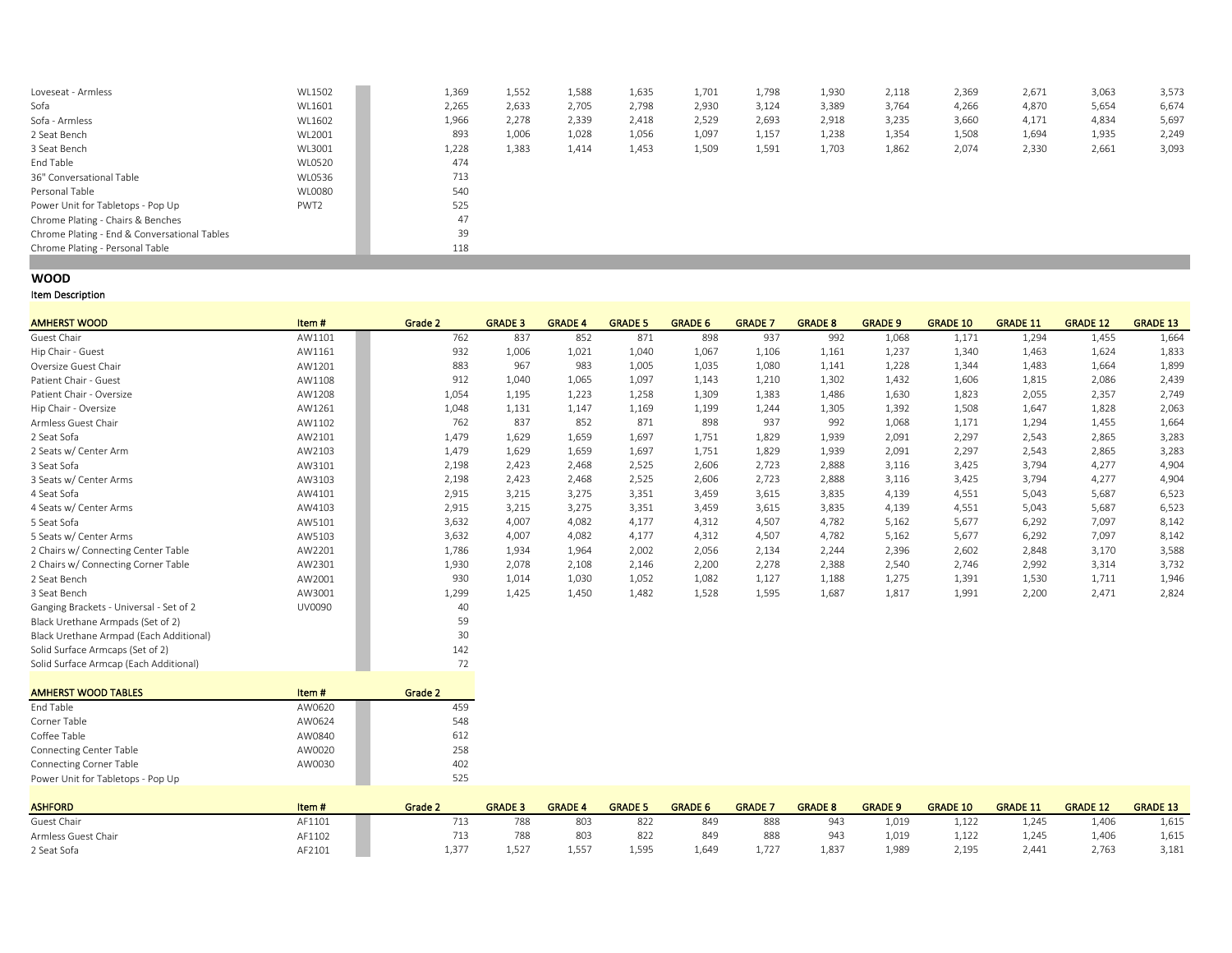| | | | | | | | | | | | | | |
|---|---|---|---|---|---|---|---|---|---|---|---|---|---|
| Loveseat - Armless | WL1502 | 1,369 | 1,552 | 1,588 | 1,635 | 1,701 | 1,798 | 1,930 | 2,118 | 2,369 | 2,671 | 3,063 | 3,573 |
| Sofa | WL1601 | 2,265 | 2,633 | 2,705 | 2,798 | 2,930 | 3,124 | 3,389 | 3,764 | 4,266 | 4,870 | 5,654 | 6,674 |
| Sofa - Armless | WL1602 | 1,966 | 2,278 | 2,339 | 2,418 | 2,529 | 2,693 | 2,918 | 3,235 | 3,660 | 4,171 | 4,834 | 5,697 |
| 2 Seat Bench | WL2001 | 893 | 1,006 | 1,028 | 1,056 | 1,097 | 1,157 | 1,238 | 1,354 | 1,508 | 1,694 | 1,935 | 2,249 |
| 3 Seat Bench | WL3001 | 1,228 | 1,383 | 1,414 | 1,453 | 1,509 | 1,591 | 1,703 | 1,862 | 2,074 | 2,330 | 2,661 | 3,093 |
| End Table | WL0520 | 474 | | | | | | | | | | | |
| 36" Conversational Table | WL0536 | 713 | | | | | | | | | | | |
| Personal Table | WL0080 | 540 | | | | | | | | | | | |
| Power Unit for Tabletops - Pop Up | PWT2 | 525 | | | | | | | | | | | |
| Chrome Plating - Chairs & Benches | | 47 | | | | | | | | | | | |
| Chrome Plating - End & Conversational Tables | | 39 | | | | | | | | | | | |
| Chrome Plating - Personal Table | | 118 | | | | | | | | | | | |

**WOOD**

**Item Description**

| AMHERST WOOD | Item # | Grade 2 | GRADE 3 | GRADE 4 | GRADE 5 | GRADE 6 | GRADE 7 | GRADE 8 | GRADE 9 | GRADE 10 | GRADE 11 | GRADE 12 | GRADE 13 |
|---|---|---|---|---|---|---|---|---|---|---|---|---|---|
| Guest Chair | AW1101 | 762 | 837 | 852 | 871 | 898 | 937 | 992 | 1,068 | 1,171 | 1,294 | 1,455 | 1,664 |
| Hip Chair - Guest | AW1161 | 932 | 1,006 | 1,021 | 1,040 | 1,067 | 1,106 | 1,161 | 1,237 | 1,340 | 1,463 | 1,624 | 1,833 |
| Oversize Guest Chair | AW1201 | 883 | 967 | 983 | 1,005 | 1,035 | 1,080 | 1,141 | 1,228 | 1,344 | 1,483 | 1,664 | 1,899 |
| Patient Chair - Guest | AW1108 | 912 | 1,040 | 1,065 | 1,097 | 1,143 | 1,210 | 1,302 | 1,432 | 1,606 | 1,815 | 2,086 | 2,439 |
| Patient Chair - Oversize | AW1208 | 1,054 | 1,195 | 1,223 | 1,258 | 1,309 | 1,383 | 1,486 | 1,630 | 1,823 | 2,055 | 2,357 | 2,749 |
| Hip Chair - Oversize | AW1261 | 1,048 | 1,131 | 1,147 | 1,169 | 1,199 | 1,244 | 1,305 | 1,392 | 1,508 | 1,647 | 1,828 | 2,063 |
| Armless Guest Chair | AW1102 | 762 | 837 | 852 | 871 | 898 | 937 | 992 | 1,068 | 1,171 | 1,294 | 1,455 | 1,664 |
| 2 Seat Sofa | AW2101 | 1,479 | 1,629 | 1,659 | 1,697 | 1,751 | 1,829 | 1,939 | 2,091 | 2,297 | 2,543 | 2,865 | 3,283 |
| 2 Seats w/ Center Arm | AW2103 | 1,479 | 1,629 | 1,659 | 1,697 | 1,751 | 1,829 | 1,939 | 2,091 | 2,297 | 2,543 | 2,865 | 3,283 |
| 3 Seat Sofa | AW3101 | 2,198 | 2,423 | 2,468 | 2,525 | 2,606 | 2,723 | 2,888 | 3,116 | 3,425 | 3,794 | 4,277 | 4,904 |
| 3 Seats w/ Center Arms | AW3103 | 2,198 | 2,423 | 2,468 | 2,525 | 2,606 | 2,723 | 2,888 | 3,116 | 3,425 | 3,794 | 4,277 | 4,904 |
| 4 Seat Sofa | AW4101 | 2,915 | 3,215 | 3,275 | 3,351 | 3,459 | 3,615 | 3,835 | 4,139 | 4,551 | 5,043 | 5,687 | 6,523 |
| 4 Seats w/ Center Arms | AW4103 | 2,915 | 3,215 | 3,275 | 3,351 | 3,459 | 3,615 | 3,835 | 4,139 | 4,551 | 5,043 | 5,687 | 6,523 |
| 5 Seat Sofa | AW5101 | 3,632 | 4,007 | 4,082 | 4,177 | 4,312 | 4,507 | 4,782 | 5,162 | 5,677 | 6,292 | 7,097 | 8,142 |
| 5 Seats w/ Center Arms | AW5103 | 3,632 | 4,007 | 4,082 | 4,177 | 4,312 | 4,507 | 4,782 | 5,162 | 5,677 | 6,292 | 7,097 | 8,142 |
| 2 Chairs w/ Connecting Center Table | AW2201 | 1,786 | 1,934 | 1,964 | 2,002 | 2,056 | 2,134 | 2,244 | 2,396 | 2,602 | 2,848 | 3,170 | 3,588 |
| 2 Chairs w/ Connecting Corner Table | AW2301 | 1,930 | 2,078 | 2,108 | 2,146 | 2,200 | 2,278 | 2,388 | 2,540 | 2,746 | 2,992 | 3,314 | 3,732 |
| 2 Seat Bench | AW2001 | 930 | 1,014 | 1,030 | 1,052 | 1,082 | 1,127 | 1,188 | 1,275 | 1,391 | 1,530 | 1,711 | 1,946 |
| 3 Seat Bench | AW3001 | 1,299 | 1,425 | 1,450 | 1,482 | 1,528 | 1,595 | 1,687 | 1,817 | 1,991 | 2,200 | 2,471 | 2,824 |
| Ganging Brackets - Universal - Set of 2 | UV0090 | 40 | | | | | | | | | | | |
| Black Urethane Armpads (Set of 2) | | 59 | | | | | | | | | | | |
| Black Urethane Armpad (Each Additional) | | 30 | | | | | | | | | | | |
| Solid Surface Armcaps (Set of 2) | | 142 | | | | | | | | | | | |
| Solid Surface Armcap (Each Additional) | | 72 | | | | | | | | | | | |

| AMHERST WOOD TABLES | Item # | Grade 2 |
|---|---|---|
| End Table | AW0620 | 459 |
| Corner Table | AW0624 | 548 |
| Coffee Table | AW0840 | 612 |
| Connecting Center Table | AW0020 | 258 |
| Connecting Corner Table | AW0030 | 402 |
| Power Unit for Tabletops - Pop Up | | 525 |

| ASHFORD | Item # | Grade 2 | GRADE 3 | GRADE 4 | GRADE 5 | GRADE 6 | GRADE 7 | GRADE 8 | GRADE 9 | GRADE 10 | GRADE 11 | GRADE 12 | GRADE 13 |
|---|---|---|---|---|---|---|---|---|---|---|---|---|---|
| Guest Chair | AF1101 | 713 | 788 | 803 | 822 | 849 | 888 | 943 | 1,019 | 1,122 | 1,245 | 1,406 | 1,615 |
| Armless Guest Chair | AF1102 | 713 | 788 | 803 | 822 | 849 | 888 | 943 | 1,019 | 1,122 | 1,245 | 1,406 | 1,615 |
| 2 Seat Sofa | AF2101 | 1,377 | 1,527 | 1,557 | 1,595 | 1,649 | 1,727 | 1,837 | 1,989 | 2,195 | 2,441 | 2,763 | 3,181 |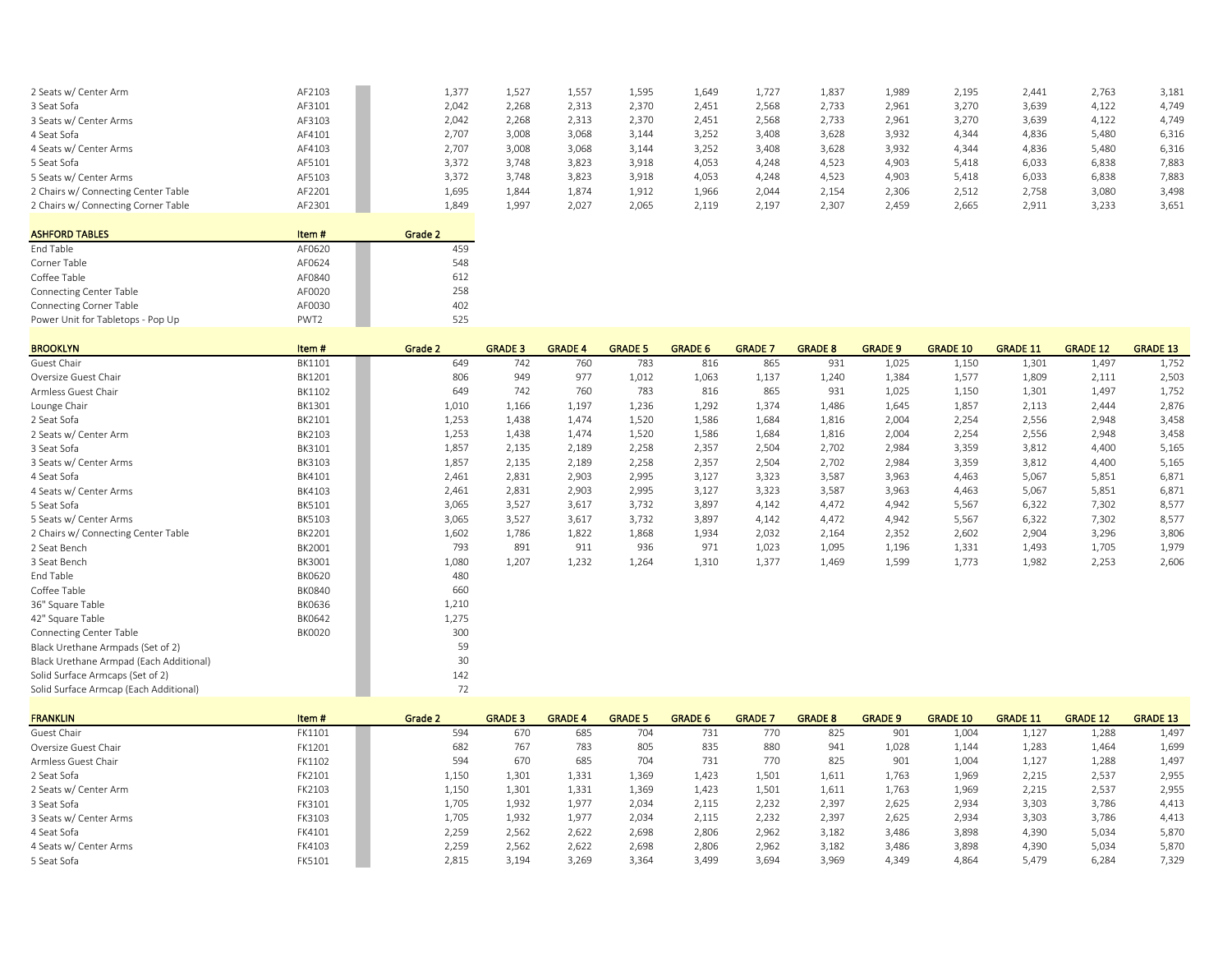| | | | | | | | | | | | | | |
|---|---|---|---|---|---|---|---|---|---|---|---|---|---|
| 2 Seats w/ Center Arm | AF2103 | 1,377 | 1,527 | 1,557 | 1,595 | 1,649 | 1,727 | 1,837 | 1,989 | 2,195 | 2,441 | 2,763 | 3,181 |
| 3 Seat Sofa | AF3101 | 2,042 | 2,268 | 2,313 | 2,370 | 2,451 | 2,568 | 2,733 | 2,961 | 3,270 | 3,639 | 4,122 | 4,749 |
| 3 Seats w/ Center Arms | AF3103 | 2,042 | 2,268 | 2,313 | 2,370 | 2,451 | 2,568 | 2,733 | 2,961 | 3,270 | 3,639 | 4,122 | 4,749 |
| 4 Seat Sofa | AF4101 | 2,707 | 3,008 | 3,068 | 3,144 | 3,252 | 3,408 | 3,628 | 3,932 | 4,344 | 4,836 | 5,480 | 6,316 |
| 4 Seats w/ Center Arms | AF4103 | 2,707 | 3,008 | 3,068 | 3,144 | 3,252 | 3,408 | 3,628 | 3,932 | 4,344 | 4,836 | 5,480 | 6,316 |
| 5 Seat Sofa | AF5101 | 3,372 | 3,748 | 3,823 | 3,918 | 4,053 | 4,248 | 4,523 | 4,903 | 5,418 | 6,033 | 6,838 | 7,883 |
| 5 Seats w/ Center Arms | AF5103 | 3,372 | 3,748 | 3,823 | 3,918 | 4,053 | 4,248 | 4,523 | 4,903 | 5,418 | 6,033 | 6,838 | 7,883 |
| 2 Chairs w/ Connecting Center Table | AF2201 | 1,695 | 1,844 | 1,874 | 1,912 | 1,966 | 2,044 | 2,154 | 2,306 | 2,512 | 2,758 | 3,080 | 3,498 |
| 2 Chairs w/ Connecting Corner Table | AF2301 | 1,849 | 1,997 | 2,027 | 2,065 | 2,119 | 2,197 | 2,307 | 2,459 | 2,665 | 2,911 | 3,233 | 3,651 |

| ASHFORD TABLES | Item # | Grade 2 |
|---|---|---|
| End Table | AF0620 | 459 |
| Corner Table | AF0624 | 548 |
| Coffee Table | AF0840 | 612 |
| Connecting Center Table | AF0020 | 258 |
| Connecting Corner Table | AF0030 | 402 |
| Power Unit for Tabletops - Pop Up | PWT2 | 525 |

| BROOKLYN | Item # | Grade 2 | GRADE 3 | GRADE 4 | GRADE 5 | GRADE 6 | GRADE 7 | GRADE 8 | GRADE 9 | GRADE 10 | GRADE 11 | GRADE 12 | GRADE 13 |
|---|---|---|---|---|---|---|---|---|---|---|---|---|---|
| Guest Chair | BK1101 | 649 | 742 | 760 | 783 | 816 | 865 | 931 | 1,025 | 1,150 | 1,301 | 1,497 | 1,752 |
| Oversize Guest Chair | BK1201 | 806 | 949 | 977 | 1,012 | 1,063 | 1,137 | 1,240 | 1,384 | 1,577 | 1,809 | 2,111 | 2,503 |
| Armless Guest Chair | BK1102 | 649 | 742 | 760 | 783 | 816 | 865 | 931 | 1,025 | 1,150 | 1,301 | 1,497 | 1,752 |
| Lounge Chair | BK1301 | 1,010 | 1,166 | 1,197 | 1,236 | 1,292 | 1,374 | 1,486 | 1,645 | 1,857 | 2,113 | 2,444 | 2,876 |
| 2 Seat Sofa | BK2101 | 1,253 | 1,438 | 1,474 | 1,520 | 1,586 | 1,684 | 1,816 | 2,004 | 2,254 | 2,556 | 2,948 | 3,458 |
| 2 Seats w/ Center Arm | BK2103 | 1,253 | 1,438 | 1,474 | 1,520 | 1,586 | 1,684 | 1,816 | 2,004 | 2,254 | 2,556 | 2,948 | 3,458 |
| 3 Seat Sofa | BK3101 | 1,857 | 2,135 | 2,189 | 2,258 | 2,357 | 2,504 | 2,702 | 2,984 | 3,359 | 3,812 | 4,400 | 5,165 |
| 3 Seats w/ Center Arms | BK3103 | 1,857 | 2,135 | 2,189 | 2,258 | 2,357 | 2,504 | 2,702 | 2,984 | 3,359 | 3,812 | 4,400 | 5,165 |
| 4 Seat Sofa | BK4101 | 2,461 | 2,831 | 2,903 | 2,995 | 3,127 | 3,323 | 3,587 | 3,963 | 4,463 | 5,067 | 5,851 | 6,871 |
| 4 Seats w/ Center Arms | BK4103 | 2,461 | 2,831 | 2,903 | 2,995 | 3,127 | 3,323 | 3,587 | 3,963 | 4,463 | 5,067 | 5,851 | 6,871 |
| 5 Seat Sofa | BK5101 | 3,065 | 3,527 | 3,617 | 3,732 | 3,897 | 4,142 | 4,472 | 4,942 | 5,567 | 6,322 | 7,302 | 8,577 |
| 5 Seats w/ Center Arms | BK5103 | 3,065 | 3,527 | 3,617 | 3,732 | 3,897 | 4,142 | 4,472 | 4,942 | 5,567 | 6,322 | 7,302 | 8,577 |
| 2 Chairs w/ Connecting Center Table | BK2201 | 1,602 | 1,786 | 1,822 | 1,868 | 1,934 | 2,032 | 2,164 | 2,352 | 2,602 | 2,904 | 3,296 | 3,806 |
| 2 Seat Bench | BK2001 | 793 | 891 | 911 | 936 | 971 | 1,023 | 1,095 | 1,196 | 1,331 | 1,493 | 1,705 | 1,979 |
| 3 Seat Bench | BK3001 | 1,080 | 1,207 | 1,232 | 1,264 | 1,310 | 1,377 | 1,469 | 1,599 | 1,773 | 1,982 | 2,253 | 2,606 |
| End Table | BK0620 | 480 | | | | | | | | | | | |
| Coffee Table | BK0840 | 660 | | | | | | | | | | | |
| 36" Square Table | BK0636 | 1,210 | | | | | | | | | | | |
| 42" Square Table | BK0642 | 1,275 | | | | | | | | | | | |
| Connecting Center Table | BK0020 | 300 | | | | | | | | | | | |
| Black Urethane Armpads (Set of 2) | | 59 | | | | | | | | | | | |
| Black Urethane Armpad (Each Additional) | | 30 | | | | | | | | | | | |
| Solid Surface Armcaps (Set of 2) | | 142 | | | | | | | | | | | |
| Solid Surface Armcap (Each Additional) | | 72 | | | | | | | | | | | |

| FRANKLIN | Item # | Grade 2 | GRADE 3 | GRADE 4 | GRADE 5 | GRADE 6 | GRADE 7 | GRADE 8 | GRADE 9 | GRADE 10 | GRADE 11 | GRADE 12 | GRADE 13 |
|---|---|---|---|---|---|---|---|---|---|---|---|---|---|
| Guest Chair | FK1101 | 594 | 670 | 685 | 704 | 731 | 770 | 825 | 901 | 1,004 | 1,127 | 1,288 | 1,497 |
| Oversize Guest Chair | FK1201 | 682 | 767 | 783 | 805 | 835 | 880 | 941 | 1,028 | 1,144 | 1,283 | 1,464 | 1,699 |
| Armless Guest Chair | FK1102 | 594 | 670 | 685 | 704 | 731 | 770 | 825 | 901 | 1,004 | 1,127 | 1,288 | 1,497 |
| 2 Seat Sofa | FK2101 | 1,150 | 1,301 | 1,331 | 1,369 | 1,423 | 1,501 | 1,611 | 1,763 | 1,969 | 2,215 | 2,537 | 2,955 |
| 2 Seats w/ Center Arm | FK2103 | 1,150 | 1,301 | 1,331 | 1,369 | 1,423 | 1,501 | 1,611 | 1,763 | 1,969 | 2,215 | 2,537 | 2,955 |
| 3 Seat Sofa | FK3101 | 1,705 | 1,932 | 1,977 | 2,034 | 2,115 | 2,232 | 2,397 | 2,625 | 2,934 | 3,303 | 3,786 | 4,413 |
| 3 Seats w/ Center Arms | FK3103 | 1,705 | 1,932 | 1,977 | 2,034 | 2,115 | 2,232 | 2,397 | 2,625 | 2,934 | 3,303 | 3,786 | 4,413 |
| 4 Seat Sofa | FK4101 | 2,259 | 2,562 | 2,622 | 2,698 | 2,806 | 2,962 | 3,182 | 3,486 | 3,898 | 4,390 | 5,034 | 5,870 |
| 4 Seats w/ Center Arms | FK4103 | 2,259 | 2,562 | 2,622 | 2,698 | 2,806 | 2,962 | 3,182 | 3,486 | 3,898 | 4,390 | 5,034 | 5,870 |
| 5 Seat Sofa | FK5101 | 2,815 | 3,194 | 3,269 | 3,364 | 3,499 | 3,694 | 3,969 | 4,349 | 4,864 | 5,479 | 6,284 | 7,329 |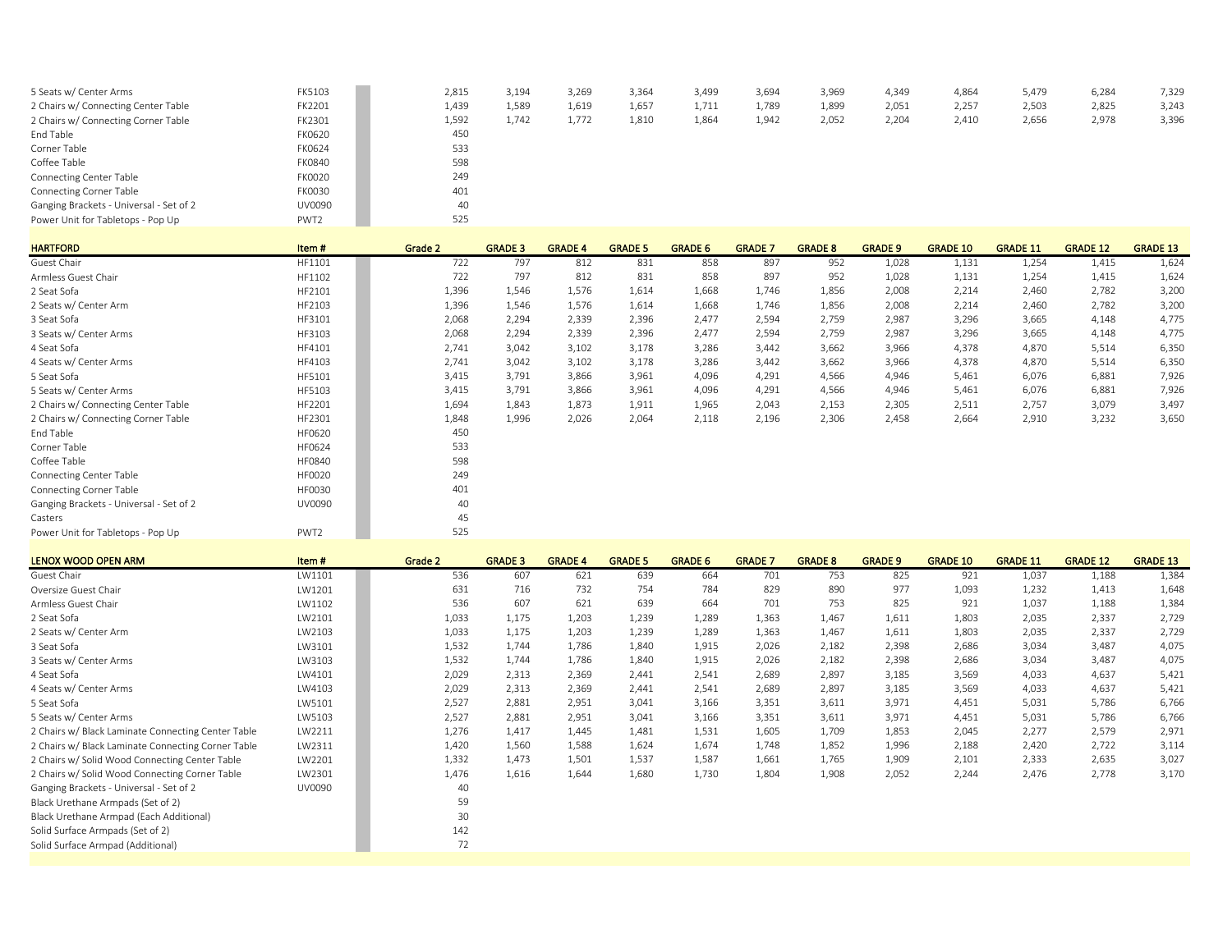| | | Grade 2 | GRADE 3 | GRADE 4 | GRADE 5 | GRADE 6 | GRADE 7 | GRADE 8 | GRADE 9 | GRADE 10 | GRADE 11 | GRADE 12 | GRADE 13 |
|---|---|---|---|---|---|---|---|---|---|---|---|---|---|
| 5 Seats w/ Center Arms | FK5103 | 2,815 | 3,194 | 3,269 | 3,364 | 3,499 | 3,694 | 3,969 | 4,349 | 4,864 | 5,479 | 6,284 | 7,329 |
| 2 Chairs w/ Connecting Center Table | FK2201 | 1,439 | 1,589 | 1,619 | 1,657 | 1,711 | 1,789 | 1,899 | 2,051 | 2,257 | 2,503 | 2,825 | 3,243 |
| 2 Chairs w/ Connecting Corner Table | FK2301 | 1,592 | 1,742 | 1,772 | 1,810 | 1,864 | 1,942 | 2,052 | 2,204 | 2,410 | 2,656 | 2,978 | 3,396 |
| End Table | FK0620 | 450 | | | | | | | | | | | |
| Corner Table | FK0624 | 533 | | | | | | | | | | | |
| Coffee Table | FK0840 | 598 | | | | | | | | | | | |
| Connecting Center Table | FK0020 | 249 | | | | | | | | | | | |
| Connecting Corner Table | FK0030 | 401 | | | | | | | | | | | |
| Ganging Brackets - Universal - Set of 2 | UV0090 | 40 | | | | | | | | | | | |
| Power Unit for Tabletops - Pop Up | PWT2 | 525 | | | | | | | | | | | |

| HARTFORD | Item # | Grade 2 | GRADE 3 | GRADE 4 | GRADE 5 | GRADE 6 | GRADE 7 | GRADE 8 | GRADE 9 | GRADE 10 | GRADE 11 | GRADE 12 | GRADE 13 |
|---|---|---|---|---|---|---|---|---|---|---|---|---|---|
| Guest Chair | HF1101 | 722 | 797 | 812 | 831 | 858 | 897 | 952 | 1,028 | 1,131 | 1,254 | 1,415 | 1,624 |
| Armless Guest Chair | HF1102 | 722 | 797 | 812 | 831 | 858 | 897 | 952 | 1,028 | 1,131 | 1,254 | 1,415 | 1,624 |
| 2 Seat Sofa | HF2101 | 1,396 | 1,546 | 1,576 | 1,614 | 1,668 | 1,746 | 1,856 | 2,008 | 2,214 | 2,460 | 2,782 | 3,200 |
| 2 Seats w/ Center Arm | HF2103 | 1,396 | 1,546 | 1,576 | 1,614 | 1,668 | 1,746 | 1,856 | 2,008 | 2,214 | 2,460 | 2,782 | 3,200 |
| 3 Seat Sofa | HF3101 | 2,068 | 2,294 | 2,339 | 2,396 | 2,477 | 2,594 | 2,759 | 2,987 | 3,296 | 3,665 | 4,148 | 4,775 |
| 3 Seats w/ Center Arms | HF3103 | 2,068 | 2,294 | 2,339 | 2,396 | 2,477 | 2,594 | 2,759 | 2,987 | 3,296 | 3,665 | 4,148 | 4,775 |
| 4 Seat Sofa | HF4101 | 2,741 | 3,042 | 3,102 | 3,178 | 3,286 | 3,442 | 3,662 | 3,966 | 4,378 | 4,870 | 5,514 | 6,350 |
| 4 Seats w/ Center Arms | HF4103 | 2,741 | 3,042 | 3,102 | 3,178 | 3,286 | 3,442 | 3,662 | 3,966 | 4,378 | 4,870 | 5,514 | 6,350 |
| 5 Seat Sofa | HF5101 | 3,415 | 3,791 | 3,866 | 3,961 | 4,096 | 4,291 | 4,566 | 4,946 | 5,461 | 6,076 | 6,881 | 7,926 |
| 5 Seats w/ Center Arms | HF5103 | 3,415 | 3,791 | 3,866 | 3,961 | 4,096 | 4,291 | 4,566 | 4,946 | 5,461 | 6,076 | 6,881 | 7,926 |
| 2 Chairs w/ Connecting Center Table | HF2201 | 1,694 | 1,843 | 1,873 | 1,911 | 1,965 | 2,043 | 2,153 | 2,305 | 2,511 | 2,757 | 3,079 | 3,497 |
| 2 Chairs w/ Connecting Corner Table | HF2301 | 1,848 | 1,996 | 2,026 | 2,064 | 2,118 | 2,196 | 2,306 | 2,458 | 2,664 | 2,910 | 3,232 | 3,650 |
| End Table | HF0620 | 450 | | | | | | | | | | | |
| Corner Table | HF0624 | 533 | | | | | | | | | | | |
| Coffee Table | HF0840 | 598 | | | | | | | | | | | |
| Connecting Center Table | HF0020 | 249 | | | | | | | | | | | |
| Connecting Corner Table | HF0030 | 401 | | | | | | | | | | | |
| Ganging Brackets - Universal - Set of 2 | UV0090 | 40 | | | | | | | | | | | |
| Casters | | 45 | | | | | | | | | | | |
| Power Unit for Tabletops - Pop Up | PWT2 | 525 | | | | | | | | | | | |

| LENOX WOOD OPEN ARM | Item # | Grade 2 | GRADE 3 | GRADE 4 | GRADE 5 | GRADE 6 | GRADE 7 | GRADE 8 | GRADE 9 | GRADE 10 | GRADE 11 | GRADE 12 | GRADE 13 |
|---|---|---|---|---|---|---|---|---|---|---|---|---|---|
| Guest Chair | LW1101 | 536 | 607 | 621 | 639 | 664 | 701 | 753 | 825 | 921 | 1,037 | 1,188 | 1,384 |
| Oversize Guest Chair | LW1201 | 631 | 716 | 732 | 754 | 784 | 829 | 890 | 977 | 1,093 | 1,232 | 1,413 | 1,648 |
| Armless Guest Chair | LW1102 | 536 | 607 | 621 | 639 | 664 | 701 | 753 | 825 | 921 | 1,037 | 1,188 | 1,384 |
| 2 Seat Sofa | LW2101 | 1,033 | 1,175 | 1,203 | 1,239 | 1,289 | 1,363 | 1,467 | 1,611 | 1,803 | 2,035 | 2,337 | 2,729 |
| 2 Seats w/ Center Arm | LW2103 | 1,033 | 1,175 | 1,203 | 1,239 | 1,289 | 1,363 | 1,467 | 1,611 | 1,803 | 2,035 | 2,337 | 2,729 |
| 3 Seat Sofa | LW3101 | 1,532 | 1,744 | 1,786 | 1,840 | 1,915 | 2,026 | 2,182 | 2,398 | 2,686 | 3,034 | 3,487 | 4,075 |
| 3 Seats w/ Center Arms | LW3103 | 1,532 | 1,744 | 1,786 | 1,840 | 1,915 | 2,026 | 2,182 | 2,398 | 2,686 | 3,034 | 3,487 | 4,075 |
| 4 Seat Sofa | LW4101 | 2,029 | 2,313 | 2,369 | 2,441 | 2,541 | 2,689 | 2,897 | 3,185 | 3,569 | 4,033 | 4,637 | 5,421 |
| 4 Seats w/ Center Arms | LW4103 | 2,029 | 2,313 | 2,369 | 2,441 | 2,541 | 2,689 | 2,897 | 3,185 | 3,569 | 4,033 | 4,637 | 5,421 |
| 5 Seat Sofa | LW5101 | 2,527 | 2,881 | 2,951 | 3,041 | 3,166 | 3,351 | 3,611 | 3,971 | 4,451 | 5,031 | 5,786 | 6,766 |
| 5 Seats w/ Center Arms | LW5103 | 2,527 | 2,881 | 2,951 | 3,041 | 3,166 | 3,351 | 3,611 | 3,971 | 4,451 | 5,031 | 5,786 | 6,766 |
| 2 Chairs w/ Black Laminate Connecting Center Table | LW2211 | 1,276 | 1,417 | 1,445 | 1,481 | 1,531 | 1,605 | 1,709 | 1,853 | 2,045 | 2,277 | 2,579 | 2,971 |
| 2 Chairs w/ Black Laminate Connecting Corner Table | LW2311 | 1,420 | 1,560 | 1,588 | 1,624 | 1,674 | 1,748 | 1,852 | 1,996 | 2,188 | 2,420 | 2,722 | 3,114 |
| 2 Chairs w/ Solid Wood Connecting Center Table | LW2201 | 1,332 | 1,473 | 1,501 | 1,537 | 1,587 | 1,661 | 1,765 | 1,909 | 2,101 | 2,333 | 2,635 | 3,027 |
| 2 Chairs w/ Solid Wood Connecting Corner Table | LW2301 | 1,476 | 1,616 | 1,644 | 1,680 | 1,730 | 1,804 | 1,908 | 2,052 | 2,244 | 2,476 | 2,778 | 3,170 |
| Ganging Brackets - Universal - Set of 2 | UV0090 | 40 | | | | | | | | | | | |
| Black Urethane Armpads (Set of 2) | | 59 | | | | | | | | | | | |
| Black Urethane Armpad (Each Additional) | | 30 | | | | | | | | | | | |
| Solid Surface Armpads (Set of 2) | | 142 | | | | | | | | | | | |
| Solid Surface Armpad (Additional) | | 72 | | | | | | | | | | | |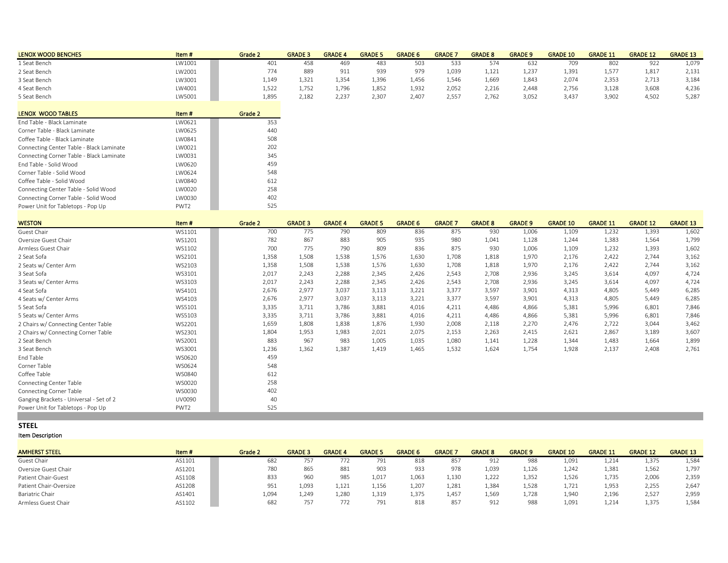| LENOX WOOD BENCHES | Item # | Grade 2 | GRADE 3 | GRADE 4 | GRADE 5 | GRADE 6 | GRADE 7 | GRADE 8 | GRADE 9 | GRADE 10 | GRADE 11 | GRADE 12 | GRADE 13 |
|---|---|---|---|---|---|---|---|---|---|---|---|---|---|
| 1 Seat Bench | LW1001 | 401 | 458 | 469 | 483 | 503 | 533 | 574 | 632 | 709 | 802 | 922 | 1,079 |
| 2 Seat Bench | LW2001 | 774 | 889 | 911 | 939 | 979 | 1,039 | 1,121 | 1,237 | 1,391 | 1,577 | 1,817 | 2,131 |
| 3 Seat Bench | LW3001 | 1,149 | 1,321 | 1,354 | 1,396 | 1,456 | 1,546 | 1,669 | 1,843 | 2,074 | 2,353 | 2,713 | 3,184 |
| 4 Seat Bench | LW4001 | 1,522 | 1,752 | 1,796 | 1,852 | 1,932 | 2,052 | 2,216 | 2,448 | 2,756 | 3,128 | 3,608 | 4,236 |
| 5 Seat Bench | LW5001 | 1,895 | 2,182 | 2,237 | 2,307 | 2,407 | 2,557 | 2,762 | 3,052 | 3,437 | 3,902 | 4,502 | 5,287 |

| LENOX WOOD TABLES | Item # | Grade 2 |
|---|---|---|
| End Table - Black Laminate | LW0621 | 353 |
| Corner Table - Black Laminate | LW0625 | 440 |
| Coffee Table - Black Laminate | LW0841 | 508 |
| Connecting Center Table - Black Laminate | LW0021 | 202 |
| Connecting Corner Table - Black Laminate | LW0031 | 345 |
| End Table - Solid Wood | LW0620 | 459 |
| Corner Table - Solid Wood | LW0624 | 548 |
| Coffee Table - Solid Wood | LW0840 | 612 |
| Connecting Center Table - Solid Wood | LW0020 | 258 |
| Connecting Corner Table - Solid Wood | LW0030 | 402 |
| Power Unit for Tabletops - Pop Up | PWT2 | 525 |

| WESTON | Item # | Grade 2 | GRADE 3 | GRADE 4 | GRADE 5 | GRADE 6 | GRADE 7 | GRADE 8 | GRADE 9 | GRADE 10 | GRADE 11 | GRADE 12 | GRADE 13 |
|---|---|---|---|---|---|---|---|---|---|---|---|---|---|
| Guest Chair | WS1101 | 700 | 775 | 790 | 809 | 836 | 875 | 930 | 1,006 | 1,109 | 1,232 | 1,393 | 1,602 |
| Oversize Guest Chair | WS1201 | 782 | 867 | 883 | 905 | 935 | 980 | 1,041 | 1,128 | 1,244 | 1,383 | 1,564 | 1,799 |
| Armless Guest Chair | WS1102 | 700 | 775 | 790 | 809 | 836 | 875 | 930 | 1,006 | 1,109 | 1,232 | 1,393 | 1,602 |
| 2 Seat Sofa | WS2101 | 1,358 | 1,508 | 1,538 | 1,576 | 1,630 | 1,708 | 1,818 | 1,970 | 2,176 | 2,422 | 2,744 | 3,162 |
| 2 Seats w/ Center Arm | WS2103 | 1,358 | 1,508 | 1,538 | 1,576 | 1,630 | 1,708 | 1,818 | 1,970 | 2,176 | 2,422 | 2,744 | 3,162 |
| 3 Seat Sofa | WS3101 | 2,017 | 2,243 | 2,288 | 2,345 | 2,426 | 2,543 | 2,708 | 2,936 | 3,245 | 3,614 | 4,097 | 4,724 |
| 3 Seats w/ Center Arms | WS3103 | 2,017 | 2,243 | 2,288 | 2,345 | 2,426 | 2,543 | 2,708 | 2,936 | 3,245 | 3,614 | 4,097 | 4,724 |
| 4 Seat Sofa | WS4101 | 2,676 | 2,977 | 3,037 | 3,113 | 3,221 | 3,377 | 3,597 | 3,901 | 4,313 | 4,805 | 5,449 | 6,285 |
| 4 Seats w/ Center Arms | WS4103 | 2,676 | 2,977 | 3,037 | 3,113 | 3,221 | 3,377 | 3,597 | 3,901 | 4,313 | 4,805 | 5,449 | 6,285 |
| 5 Seat Sofa | WS5101 | 3,335 | 3,711 | 3,786 | 3,881 | 4,016 | 4,211 | 4,486 | 4,866 | 5,381 | 5,996 | 6,801 | 7,846 |
| 5 Seats w/ Center Arms | WS5103 | 3,335 | 3,711 | 3,786 | 3,881 | 4,016 | 4,211 | 4,486 | 4,866 | 5,381 | 5,996 | 6,801 | 7,846 |
| 2 Chairs w/ Connecting Center Table | WS2201 | 1,659 | 1,808 | 1,838 | 1,876 | 1,930 | 2,008 | 2,118 | 2,270 | 2,476 | 2,722 | 3,044 | 3,462 |
| 2 Chairs w/ Connecting Corner Table | WS2301 | 1,804 | 1,953 | 1,983 | 2,021 | 2,075 | 2,153 | 2,263 | 2,415 | 2,621 | 2,867 | 3,189 | 3,607 |
| 2 Seat Bench | WS2001 | 883 | 967 | 983 | 1,005 | 1,035 | 1,080 | 1,141 | 1,228 | 1,344 | 1,483 | 1,664 | 1,899 |
| 3 Seat Bench | WS3001 | 1,236 | 1,362 | 1,387 | 1,419 | 1,465 | 1,532 | 1,624 | 1,754 | 1,928 | 2,137 | 2,408 | 2,761 |
| End Table | WS0620 | 459 | | | | | | | | | | | |
| Corner Table | WS0624 | 548 | | | | | | | | | | | |
| Coffee Table | WS0840 | 612 | | | | | | | | | | | |
| Connecting Center Table | WS0020 | 258 | | | | | | | | | | | |
| Connecting Corner Table | WS0030 | 402 | | | | | | | | | | | |
| Ganging Brackets - Universal - Set of 2 | UV0090 | 40 | | | | | | | | | | | |
| Power Unit for Tabletops - Pop Up | PWT2 | 525 | | | | | | | | | | | |

**STEEL**

Item Description

| AMHERST STEEL | Item # | Grade 2 | GRADE 3 | GRADE 4 | GRADE 5 | GRADE 6 | GRADE 7 | GRADE 8 | GRADE 9 | GRADE 10 | GRADE 11 | GRADE 12 | GRADE 13 |
|---|---|---|---|---|---|---|---|---|---|---|---|---|---|
| Guest Chair | AS1101 | 682 | 757 | 772 | 791 | 818 | 857 | 912 | 988 | 1,091 | 1,214 | 1,375 | 1,584 |
| Oversize Guest Chair | AS1201 | 780 | 865 | 881 | 903 | 933 | 978 | 1,039 | 1,126 | 1,242 | 1,381 | 1,562 | 1,797 |
| Patient Chair-Guest | AS1108 | 833 | 960 | 985 | 1,017 | 1,063 | 1,130 | 1,222 | 1,352 | 1,526 | 1,735 | 2,006 | 2,359 |
| Patient Chair-Oversize | AS1208 | 951 | 1,093 | 1,121 | 1,156 | 1,207 | 1,281 | 1,384 | 1,528 | 1,721 | 1,953 | 2,255 | 2,647 |
| Bariatric Chair | AS1401 | 1,094 | 1,249 | 1,280 | 1,319 | 1,375 | 1,457 | 1,569 | 1,728 | 1,940 | 2,196 | 2,527 | 2,959 |
| Armless Guest Chair | AS1102 | 682 | 757 | 772 | 791 | 818 | 857 | 912 | 988 | 1,091 | 1,214 | 1,375 | 1,584 |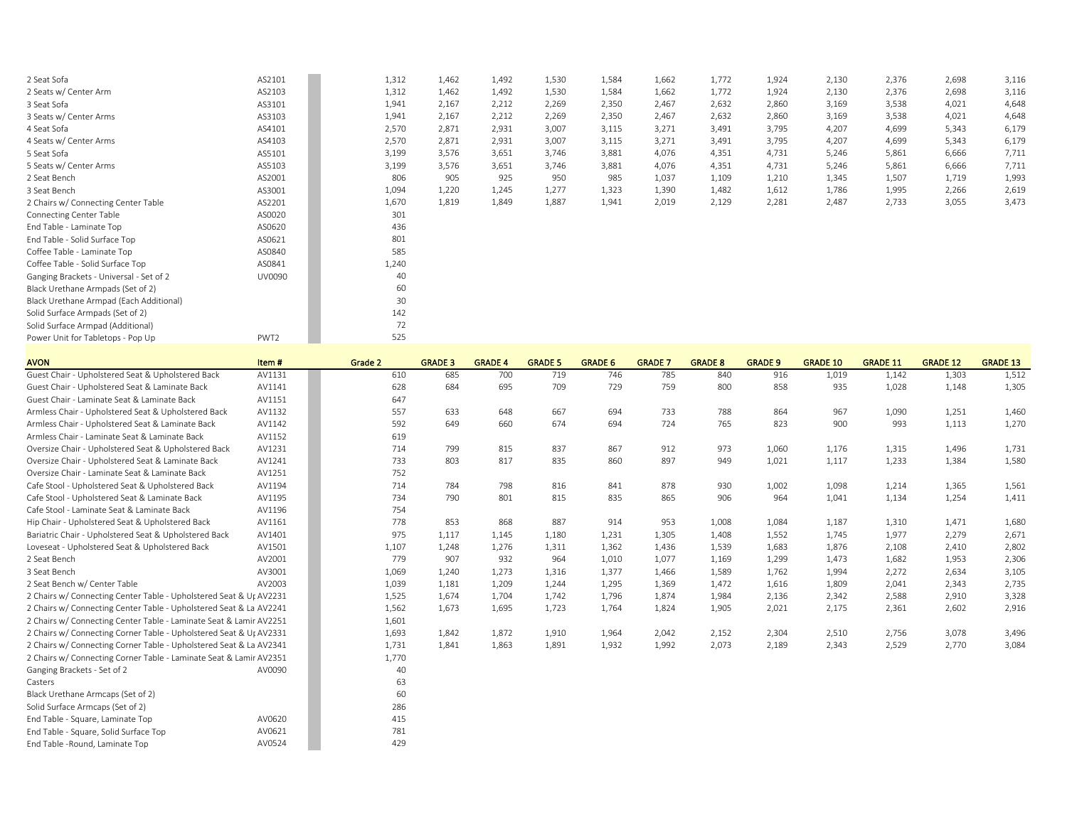| | | Grade 2 | GRADE 3 | GRADE 4 | GRADE 5 | GRADE 6 | GRADE 7 | GRADE 8 | GRADE 9 | GRADE 10 | GRADE 11 | GRADE 12 | GRADE 13 |
|---|---|---|---|---|---|---|---|---|---|---|---|---|---|
| 2 Seat Sofa | AS2101 | 1,312 | 1,462 | 1,492 | 1,530 | 1,584 | 1,662 | 1,772 | 1,924 | 2,130 | 2,376 | 2,698 | 3,116 |
| 2 Seats w/ Center Arm | AS2103 | 1,312 | 1,462 | 1,492 | 1,530 | 1,584 | 1,662 | 1,772 | 1,924 | 2,130 | 2,376 | 2,698 | 3,116 |
| 3 Seat Sofa | AS3101 | 1,941 | 2,167 | 2,212 | 2,269 | 2,350 | 2,467 | 2,632 | 2,860 | 3,169 | 3,538 | 4,021 | 4,648 |
| 3 Seats w/ Center Arms | AS3103 | 1,941 | 2,167 | 2,212 | 2,269 | 2,350 | 2,467 | 2,632 | 2,860 | 3,169 | 3,538 | 4,021 | 4,648 |
| 4 Seat Sofa | AS4101 | 2,570 | 2,871 | 2,931 | 3,007 | 3,115 | 3,271 | 3,491 | 3,795 | 4,207 | 4,699 | 5,343 | 6,179 |
| 4 Seats w/ Center Arms | AS4103 | 2,570 | 2,871 | 2,931 | 3,007 | 3,115 | 3,271 | 3,491 | 3,795 | 4,207 | 4,699 | 5,343 | 6,179 |
| 5 Seat Sofa | AS5101 | 3,199 | 3,576 | 3,651 | 3,746 | 3,881 | 4,076 | 4,351 | 4,731 | 5,246 | 5,861 | 6,666 | 7,711 |
| 5 Seats w/ Center Arms | AS5103 | 3,199 | 3,576 | 3,651 | 3,746 | 3,881 | 4,076 | 4,351 | 4,731 | 5,246 | 5,861 | 6,666 | 7,711 |
| 2 Seat Bench | AS2001 | 806 | 905 | 925 | 950 | 985 | 1,037 | 1,109 | 1,210 | 1,345 | 1,507 | 1,719 | 1,993 |
| 3 Seat Bench | AS3001 | 1,094 | 1,220 | 1,245 | 1,277 | 1,323 | 1,390 | 1,482 | 1,612 | 1,786 | 1,995 | 2,266 | 2,619 |
| 2 Chairs w/ Connecting Center Table | AS2201 | 1,670 | 1,819 | 1,849 | 1,887 | 1,941 | 2,019 | 2,129 | 2,281 | 2,487 | 2,733 | 3,055 | 3,473 |
| Connecting Center Table | AS0020 | 301 | | | | | | | | | | | |
| End Table - Laminate Top | AS0620 | 436 | | | | | | | | | | | |
| End Table - Solid Surface Top | AS0621 | 801 | | | | | | | | | | | |
| Coffee Table - Laminate Top | AS0840 | 585 | | | | | | | | | | | |
| Coffee Table - Solid Surface Top | AS0841 | 1,240 | | | | | | | | | | | |
| Ganging Brackets - Universal - Set of 2 | UV0090 | 40 | | | | | | | | | | | |
| Black Urethane Armpads (Set of 2) | | 60 | | | | | | | | | | | |
| Black Urethane Armpad (Each Additional) | | 30 | | | | | | | | | | | |
| Solid Surface Armpads (Set of 2) | | 142 | | | | | | | | | | | |
| Solid Surface Armpad (Additional) | | 72 | | | | | | | | | | | |
| Power Unit for Tabletops - Pop Up | PWT2 | 525 | | | | | | | | | | | |

| AVON | Item # | Grade 2 | GRADE 3 | GRADE 4 | GRADE 5 | GRADE 6 | GRADE 7 | GRADE 8 | GRADE 9 | GRADE 10 | GRADE 11 | GRADE 12 | GRADE 13 |
|---|---|---|---|---|---|---|---|---|---|---|---|---|---|
| Guest Chair - Upholstered Seat & Upholstered Back | AV1131 | 610 | 685 | 700 | 719 | 746 | 785 | 840 | 916 | 1,019 | 1,142 | 1,303 | 1,512 |
| Guest Chair - Upholstered Seat & Laminate Back | AV1141 | 628 | 684 | 695 | 709 | 729 | 759 | 800 | 858 | 935 | 1,028 | 1,148 | 1,305 |
| Guest Chair - Laminate Seat & Laminate Back | AV1151 | 647 | | | | | | | | | | | |
| Armless Chair - Upholstered Seat & Upholstered Back | AV1132 | 557 | 633 | 648 | 667 | 694 | 733 | 788 | 864 | 967 | 1,090 | 1,251 | 1,460 |
| Armless Chair - Upholstered Seat & Laminate Back | AV1142 | 592 | 649 | 660 | 674 | 694 | 724 | 765 | 823 | 900 | 993 | 1,113 | 1,270 |
| Armless Chair - Laminate Seat & Laminate Back | AV1152 | 619 | | | | | | | | | | | |
| Oversize Chair - Upholstered Seat & Upholstered Back | AV1231 | 714 | 799 | 815 | 837 | 867 | 912 | 973 | 1,060 | 1,176 | 1,315 | 1,496 | 1,731 |
| Oversize Chair - Upholstered Seat & Laminate Back | AV1241 | 733 | 803 | 817 | 835 | 860 | 897 | 949 | 1,021 | 1,117 | 1,233 | 1,384 | 1,580 |
| Oversize Chair - Laminate Seat & Laminate Back | AV1251 | 752 | | | | | | | | | | | |
| Cafe Stool - Upholstered Seat & Upholstered Back | AV1194 | 714 | 784 | 798 | 816 | 841 | 878 | 930 | 1,002 | 1,098 | 1,214 | 1,365 | 1,561 |
| Cafe Stool - Upholstered Seat & Laminate Back | AV1195 | 734 | 790 | 801 | 815 | 835 | 865 | 906 | 964 | 1,041 | 1,134 | 1,254 | 1,411 |
| Cafe Stool - Laminate Seat & Laminate Back | AV1196 | 754 | | | | | | | | | | | |
| Hip Chair - Upholstered Seat & Upholstered Back | AV1161 | 778 | 853 | 868 | 887 | 914 | 953 | 1,008 | 1,084 | 1,187 | 1,310 | 1,471 | 1,680 |
| Bariatric Chair - Upholstered Seat & Upholstered Back | AV1401 | 975 | 1,117 | 1,145 | 1,180 | 1,231 | 1,305 | 1,408 | 1,552 | 1,745 | 1,977 | 2,279 | 2,671 |
| Loveseat - Upholstered Seat & Upholstered Back | AV1501 | 1,107 | 1,248 | 1,276 | 1,311 | 1,362 | 1,436 | 1,539 | 1,683 | 1,876 | 2,108 | 2,410 | 2,802 |
| 2 Seat Bench | AV2001 | 779 | 907 | 932 | 964 | 1,010 | 1,077 | 1,169 | 1,299 | 1,473 | 1,682 | 1,953 | 2,306 |
| 3 Seat Bench | AV3001 | 1,069 | 1,240 | 1,273 | 1,316 | 1,377 | 1,466 | 1,589 | 1,762 | 1,994 | 2,272 | 2,634 | 3,105 |
| 2 Seat Bench w/ Center Table | AV2003 | 1,039 | 1,181 | 1,209 | 1,244 | 1,295 | 1,369 | 1,472 | 1,616 | 1,809 | 2,041 | 2,343 | 2,735 |
| 2 Chairs w/ Connecting Center Table - Upholstered Seat & Up | AV2231 | 1,525 | 1,674 | 1,704 | 1,742 | 1,796 | 1,874 | 1,984 | 2,136 | 2,342 | 2,588 | 2,910 | 3,328 |
| 2 Chairs w/ Connecting Center Table - Upholstered Seat & La | AV2241 | 1,562 | 1,673 | 1,695 | 1,723 | 1,764 | 1,824 | 1,905 | 2,021 | 2,175 | 2,361 | 2,602 | 2,916 |
| 2 Chairs w/ Connecting Center Table - Laminate Seat & Lamir | AV2251 | 1,601 | | | | | | | | | | | |
| 2 Chairs w/ Connecting Corner Table - Upholstered Seat & Up | AV2331 | 1,693 | 1,842 | 1,872 | 1,910 | 1,964 | 2,042 | 2,152 | 2,304 | 2,510 | 2,756 | 3,078 | 3,496 |
| 2 Chairs w/ Connecting Corner Table - Upholstered Seat & La | AV2341 | 1,731 | 1,841 | 1,863 | 1,891 | 1,932 | 1,992 | 2,073 | 2,189 | 2,343 | 2,529 | 2,770 | 3,084 |
| 2 Chairs w/ Connecting Corner Table - Laminate Seat & Lamir | AV2351 | 1,770 | | | | | | | | | | | |
| Ganging Brackets - Set of 2 | AV0090 | 40 | | | | | | | | | | | |
| Casters | | 63 | | | | | | | | | | | |
| Black Urethane Armcaps (Set of 2) | | 60 | | | | | | | | | | | |
| Solid Surface Armcaps (Set of 2) | | 286 | | | | | | | | | | | |
| End Table - Square, Laminate Top | AV0620 | 415 | | | | | | | | | | | |
| End Table - Square, Solid Surface Top | AV0621 | 781 | | | | | | | | | | | |
| End Table -Round, Laminate Top | AV0524 | 429 | | | | | | | | | | | |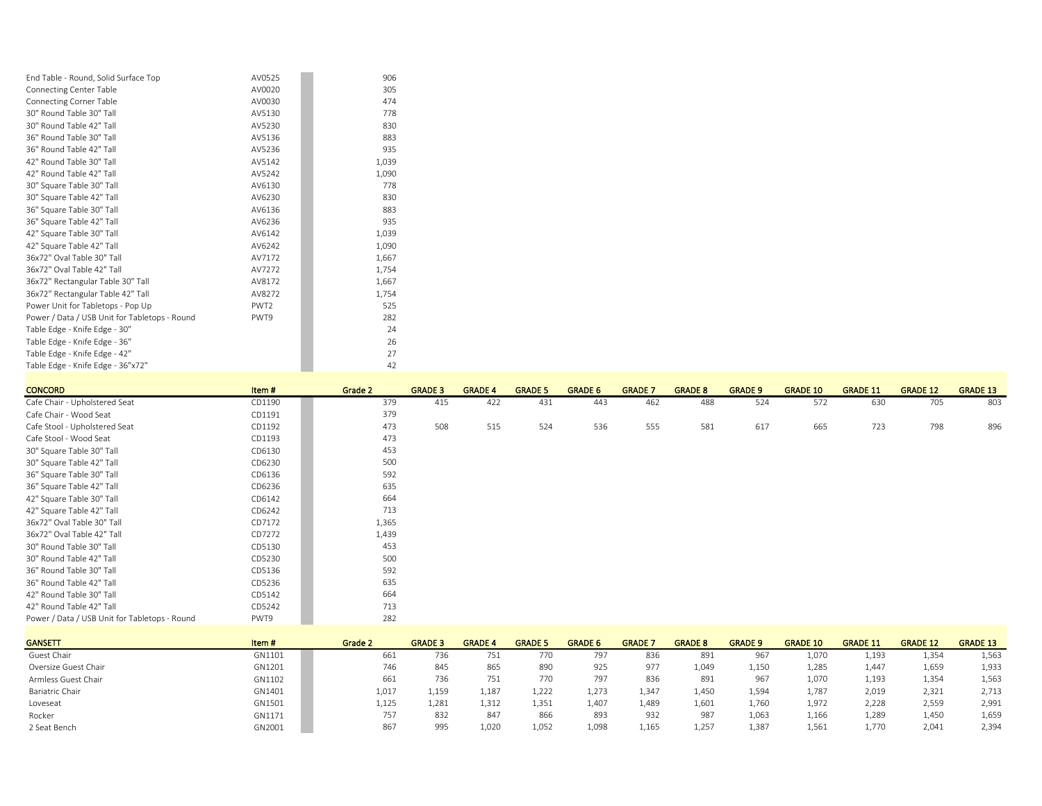| | | |
|---|---|---|
| End Table - Round, Solid Surface Top | AV0525 | 906 |
| Connecting Center Table | AV0020 | 305 |
| Connecting Corner Table | AV0030 | 474 |
| 30" Round Table 30" Tall | AV5130 | 778 |
| 30" Round Table 42" Tall | AV5230 | 830 |
| 36" Round Table 30" Tall | AV5136 | 883 |
| 36" Round Table 42" Tall | AV5236 | 935 |
| 42" Round Table 30" Tall | AV5142 | 1,039 |
| 42" Round Table 42" Tall | AV5242 | 1,090 |
| 30" Square Table 30" Tall | AV6130 | 778 |
| 30" Square Table 42" Tall | AV6230 | 830 |
| 36" Square Table 30" Tall | AV6136 | 883 |
| 36" Square Table 42" Tall | AV6236 | 935 |
| 42" Square Table 30" Tall | AV6142 | 1,039 |
| 42" Square Table 42" Tall | AV6242 | 1,090 |
| 36x72" Oval Table 30" Tall | AV7172 | 1,667 |
| 36x72" Oval Table 42" Tall | AV7272 | 1,754 |
| 36x72" Rectangular Table 30" Tall | AV8172 | 1,667 |
| 36x72" Rectangular Table 42" Tall | AV8272 | 1,754 |
| Power Unit for Tabletops - Pop Up | PWT2 | 525 |
| Power / Data / USB Unit for Tabletops - Round | PWT9 | 282 |
| Table Edge - Knife Edge - 30" | | 24 |
| Table Edge - Knife Edge - 36" | | 26 |
| Table Edge - Knife Edge - 42" | | 27 |
| Table Edge - Knife Edge - 36"x72" | | 42 |

| CONCORD | Item # | Grade 2 | GRADE 3 | GRADE 4 | GRADE 5 | GRADE 6 | GRADE 7 | GRADE 8 | GRADE 9 | GRADE 10 | GRADE 11 | GRADE 12 | GRADE 13 |
|---|---|---|---|---|---|---|---|---|---|---|---|---|---|
| Cafe Chair - Upholstered Seat | CD1190 | 379 | 415 | 422 | 431 | 443 | 462 | 488 | 524 | 572 | 630 | 705 | 803 |
| Cafe Chair - Wood Seat | CD1191 | 379 | | | | | | | | | | | |
| Cafe Stool - Upholstered Seat | CD1192 | 473 | 508 | 515 | 524 | 536 | 555 | 581 | 617 | 665 | 723 | 798 | 896 |
| Cafe Stool - Wood Seat | CD1193 | 473 | | | | | | | | | | | |
| 30" Square Table 30" Tall | CD6130 | 453 | | | | | | | | | | | |
| 30" Square Table 42" Tall | CD6230 | 500 | | | | | | | | | | | |
| 36" Square Table 30" Tall | CD6136 | 592 | | | | | | | | | | | |
| 36" Square Table 42" Tall | CD6236 | 635 | | | | | | | | | | | |
| 42" Square Table 30" Tall | CD6142 | 664 | | | | | | | | | | | |
| 42" Square Table 42" Tall | CD6242 | 713 | | | | | | | | | | | |
| 36x72" Oval Table 30" Tall | CD7172 | 1,365 | | | | | | | | | | | |
| 36x72" Oval Table 42" Tall | CD7272 | 1,439 | | | | | | | | | | | |
| 30" Round Table 30" Tall | CD5130 | 453 | | | | | | | | | | | |
| 30" Round Table 42" Tall | CD5230 | 500 | | | | | | | | | | | |
| 36" Round Table 30" Tall | CD5136 | 592 | | | | | | | | | | | |
| 36" Round Table 42" Tall | CD5236 | 635 | | | | | | | | | | | |
| 42" Round Table 30" Tall | CD5142 | 664 | | | | | | | | | | | |
| 42" Round Table 42" Tall | CD5242 | 713 | | | | | | | | | | | |
| Power / Data / USB Unit for Tabletops - Round | PWT9 | 282 | | | | | | | | | | | |

| GANSETT | Item # | Grade 2 | GRADE 3 | GRADE 4 | GRADE 5 | GRADE 6 | GRADE 7 | GRADE 8 | GRADE 9 | GRADE 10 | GRADE 11 | GRADE 12 | GRADE 13 |
|---|---|---|---|---|---|---|---|---|---|---|---|---|---|
| Guest Chair | GN1101 | 661 | 736 | 751 | 770 | 797 | 836 | 891 | 967 | 1,070 | 1,193 | 1,354 | 1,563 |
| Oversize Guest Chair | GN1201 | 746 | 845 | 865 | 890 | 925 | 977 | 1,049 | 1,150 | 1,285 | 1,447 | 1,659 | 1,933 |
| Armless Guest Chair | GN1102 | 661 | 736 | 751 | 770 | 797 | 836 | 891 | 967 | 1,070 | 1,193 | 1,354 | 1,563 |
| Bariatric Chair | GN1401 | 1,017 | 1,159 | 1,187 | 1,222 | 1,273 | 1,347 | 1,450 | 1,594 | 1,787 | 2,019 | 2,321 | 2,713 |
| Loveseat | GN1501 | 1,125 | 1,281 | 1,312 | 1,351 | 1,407 | 1,489 | 1,601 | 1,760 | 1,972 | 2,228 | 2,559 | 2,991 |
| Rocker | GN1171 | 757 | 832 | 847 | 866 | 893 | 932 | 987 | 1,063 | 1,166 | 1,289 | 1,450 | 1,659 |
| 2 Seat Bench | GN2001 | 867 | 995 | 1,020 | 1,052 | 1,098 | 1,165 | 1,257 | 1,387 | 1,561 | 1,770 | 2,041 | 2,394 |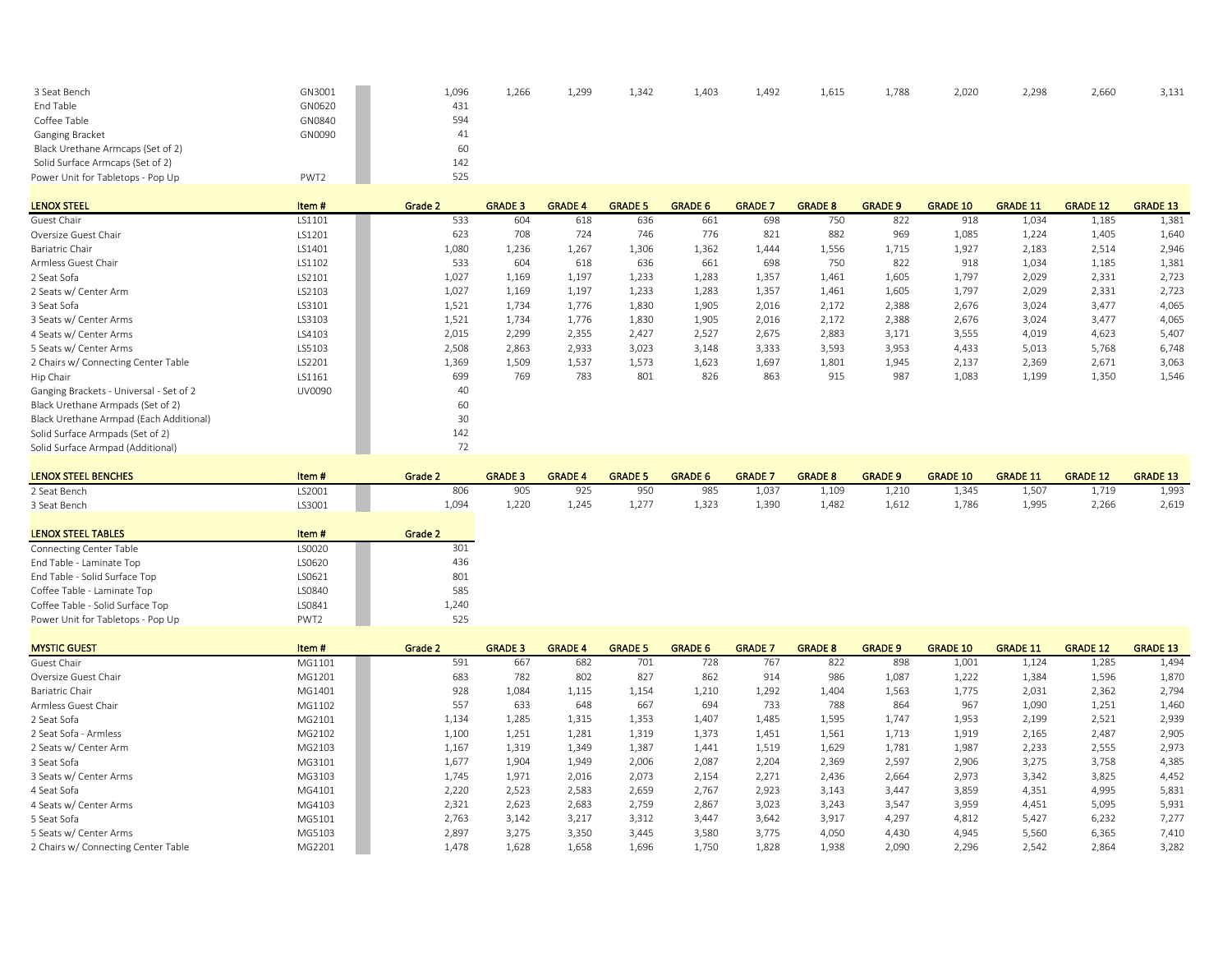| | | | | | | | | | | | | | |
|---|---|---|---|---|---|---|---|---|---|---|---|---|---|
| 3 Seat Bench | GN3001 | 1,096 | 1,266 | 1,299 | 1,342 | 1,403 | 1,492 | 1,615 | 1,788 | 2,020 | 2,298 | 2,660 | 3,131 |
| End Table | GN0620 | 431 | | | | | | | | | | | |
| Coffee Table | GN0840 | 594 | | | | | | | | | | | |
| Ganging Bracket | GN0090 | 41 | | | | | | | | | | | |
| Black Urethane Armcaps (Set of 2) | | 60 | | | | | | | | | | | |
| Solid Surface Armcaps (Set of 2) | | 142 | | | | | | | | | | | |
| Power Unit for Tabletops - Pop Up | PWT2 | 525 | | | | | | | | | | | |

| LENOX STEEL | Item # | Grade 2 | GRADE 3 | GRADE 4 | GRADE 5 | GRADE 6 | GRADE 7 | GRADE 8 | GRADE 9 | GRADE 10 | GRADE 11 | GRADE 12 | GRADE 13 |
|---|---|---|---|---|---|---|---|---|---|---|---|---|---|
| Guest Chair | LS1101 | 533 | 604 | 618 | 636 | 661 | 698 | 750 | 822 | 918 | 1,034 | 1,185 | 1,381 |
| Oversize Guest Chair | LS1201 | 623 | 708 | 724 | 746 | 776 | 821 | 882 | 969 | 1,085 | 1,224 | 1,405 | 1,640 |
| Bariatric Chair | LS1401 | 1,080 | 1,236 | 1,267 | 1,306 | 1,362 | 1,444 | 1,556 | 1,715 | 1,927 | 2,183 | 2,514 | 2,946 |
| Armless Guest Chair | LS1102 | 533 | 604 | 618 | 636 | 661 | 698 | 750 | 822 | 918 | 1,034 | 1,185 | 1,381 |
| 2 Seat Sofa | LS2101 | 1,027 | 1,169 | 1,197 | 1,233 | 1,283 | 1,357 | 1,461 | 1,605 | 1,797 | 2,029 | 2,331 | 2,723 |
| 2 Seats w/ Center Arm | LS2103 | 1,027 | 1,169 | 1,197 | 1,233 | 1,283 | 1,357 | 1,461 | 1,605 | 1,797 | 2,029 | 2,331 | 2,723 |
| 3 Seat Sofa | LS3101 | 1,521 | 1,734 | 1,776 | 1,830 | 1,905 | 2,016 | 2,172 | 2,388 | 2,676 | 3,024 | 3,477 | 4,065 |
| 3 Seats w/ Center Arms | LS3103 | 1,521 | 1,734 | 1,776 | 1,830 | 1,905 | 2,016 | 2,172 | 2,388 | 2,676 | 3,024 | 3,477 | 4,065 |
| 4 Seats w/ Center Arms | LS4103 | 2,015 | 2,299 | 2,355 | 2,427 | 2,527 | 2,675 | 2,883 | 3,171 | 3,555 | 4,019 | 4,623 | 5,407 |
| 5 Seats w/ Center Arms | LS5103 | 2,508 | 2,863 | 2,933 | 3,023 | 3,148 | 3,333 | 3,593 | 3,953 | 4,433 | 5,013 | 5,768 | 6,748 |
| 2 Chairs w/ Connecting Center Table | LS2201 | 1,369 | 1,509 | 1,537 | 1,573 | 1,623 | 1,697 | 1,801 | 1,945 | 2,137 | 2,369 | 2,671 | 3,063 |
| Hip Chair | LS1161 | 699 | 769 | 783 | 801 | 826 | 863 | 915 | 987 | 1,083 | 1,199 | 1,350 | 1,546 |
| Ganging Brackets - Universal - Set of 2 | UV0090 | 40 | | | | | | | | | | | |
| Black Urethane Armpads (Set of 2) | | 60 | | | | | | | | | | | |
| Black Urethane Armpad (Each Additional) | | 30 | | | | | | | | | | | |
| Solid Surface Armpads (Set of 2) | | 142 | | | | | | | | | | | |
| Solid Surface Armpad (Additional) | | 72 | | | | | | | | | | | |

| LENOX STEEL BENCHES | Item # | Grade 2 | GRADE 3 | GRADE 4 | GRADE 5 | GRADE 6 | GRADE 7 | GRADE 8 | GRADE 9 | GRADE 10 | GRADE 11 | GRADE 12 | GRADE 13 |
|---|---|---|---|---|---|---|---|---|---|---|---|---|---|
| 2 Seat Bench | LS2001 | 806 | 905 | 925 | 950 | 985 | 1,037 | 1,109 | 1,210 | 1,345 | 1,507 | 1,719 | 1,993 |
| 3 Seat Bench | LS3001 | 1,094 | 1,220 | 1,245 | 1,277 | 1,323 | 1,390 | 1,482 | 1,612 | 1,786 | 1,995 | 2,266 | 2,619 |

| LENOX STEEL TABLES | Item # | Grade 2 |
|---|---|---|
| Connecting Center Table | LS0020 | 301 |
| End Table - Laminate Top | LS0620 | 436 |
| End Table - Solid Surface Top | LS0621 | 801 |
| Coffee Table - Laminate Top | LS0840 | 585 |
| Coffee Table - Solid Surface Top | LS0841 | 1,240 |
| Power Unit for Tabletops - Pop Up | PWT2 | 525 |

| MYSTIC GUEST | Item # | Grade 2 | GRADE 3 | GRADE 4 | GRADE 5 | GRADE 6 | GRADE 7 | GRADE 8 | GRADE 9 | GRADE 10 | GRADE 11 | GRADE 12 | GRADE 13 |
|---|---|---|---|---|---|---|---|---|---|---|---|---|---|
| Guest Chair | MG1101 | 591 | 667 | 682 | 701 | 728 | 767 | 822 | 898 | 1,001 | 1,124 | 1,285 | 1,494 |
| Oversize Guest Chair | MG1201 | 683 | 782 | 802 | 827 | 862 | 914 | 986 | 1,087 | 1,222 | 1,384 | 1,596 | 1,870 |
| Bariatric Chair | MG1401 | 928 | 1,084 | 1,115 | 1,154 | 1,210 | 1,292 | 1,404 | 1,563 | 1,775 | 2,031 | 2,362 | 2,794 |
| Armless Guest Chair | MG1102 | 557 | 633 | 648 | 667 | 694 | 733 | 788 | 864 | 967 | 1,090 | 1,251 | 1,460 |
| 2 Seat Sofa | MG2101 | 1,134 | 1,285 | 1,315 | 1,353 | 1,407 | 1,485 | 1,595 | 1,747 | 1,953 | 2,199 | 2,521 | 2,939 |
| 2 Seat Sofa - Armless | MG2102 | 1,100 | 1,251 | 1,281 | 1,319 | 1,373 | 1,451 | 1,561 | 1,713 | 1,919 | 2,165 | 2,487 | 2,905 |
| 2 Seats w/ Center Arm | MG2103 | 1,167 | 1,319 | 1,349 | 1,387 | 1,441 | 1,519 | 1,629 | 1,781 | 1,987 | 2,233 | 2,555 | 2,973 |
| 3 Seat Sofa | MG3101 | 1,677 | 1,904 | 1,949 | 2,006 | 2,087 | 2,204 | 2,369 | 2,597 | 2,906 | 3,275 | 3,758 | 4,385 |
| 3 Seats w/ Center Arms | MG3103 | 1,745 | 1,971 | 2,016 | 2,073 | 2,154 | 2,271 | 2,436 | 2,664 | 2,973 | 3,342 | 3,825 | 4,452 |
| 4 Seat Sofa | MG4101 | 2,220 | 2,523 | 2,583 | 2,659 | 2,767 | 2,923 | 3,143 | 3,447 | 3,859 | 4,351 | 4,995 | 5,831 |
| 4 Seats w/ Center Arms | MG4103 | 2,321 | 2,623 | 2,683 | 2,759 | 2,867 | 3,023 | 3,243 | 3,547 | 3,959 | 4,451 | 5,095 | 5,931 |
| 5 Seat Sofa | MG5101 | 2,763 | 3,142 | 3,217 | 3,312 | 3,447 | 3,642 | 3,917 | 4,297 | 4,812 | 5,427 | 6,232 | 7,277 |
| 5 Seats w/ Center Arms | MG5103 | 2,897 | 3,275 | 3,350 | 3,445 | 3,580 | 3,775 | 4,050 | 4,430 | 4,945 | 5,560 | 6,365 | 7,410 |
| 2 Chairs w/ Connecting Center Table | MG2201 | 1,478 | 1,628 | 1,658 | 1,696 | 1,750 | 1,828 | 1,938 | 2,090 | 2,296 | 2,542 | 2,864 | 3,282 |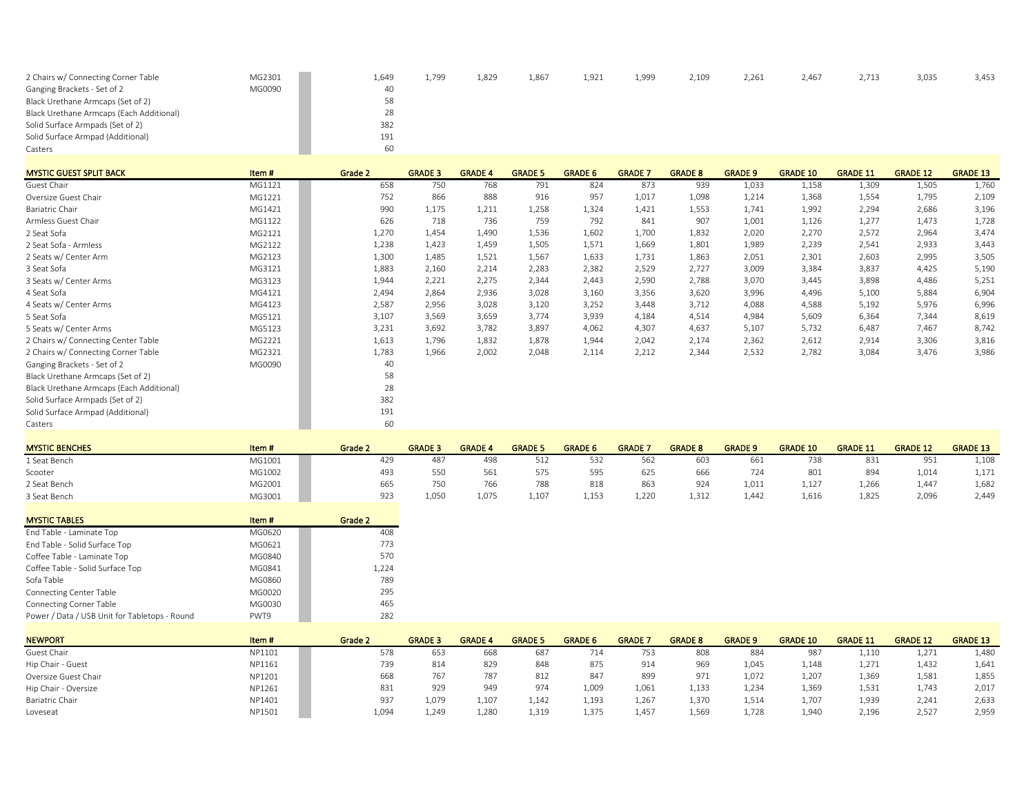| | | | | | | | | | | | | | |
|---|---|---|---|---|---|---|---|---|---|---|---|---|---|
| 2 Chairs w/ Connecting Corner Table | MG2301 | | 1,649 | 1,799 | 1,829 | 1,867 | 1,921 | 1,999 | 2,109 | 2,261 | 2,467 | 2,713 | 3,035 | 3,453 |
| Ganging Brackets - Set of 2 | MG0090 | | 40 | | | | | | | | | | | |
| Black Urethane Armcaps (Set of 2) | | | 58 | | | | | | | | | | | |
| Black Urethane Armcaps (Each Additional) | | | 28 | | | | | | | | | | | |
| Solid Surface Armpads (Set of 2) | | | 382 | | | | | | | | | | | |
| Solid Surface Armpad (Additional) | | | 191 | | | | | | | | | | | |
| Casters | | | 60 | | | | | | | | | | | |

| MYSTIC GUEST SPLIT BACK | Item # | | Grade 2 | GRADE 3 | GRADE 4 | GRADE 5 | GRADE 6 | GRADE 7 | GRADE 8 | GRADE 9 | GRADE 10 | GRADE 11 | GRADE 12 | GRADE 13 |
|---|---|---|---|---|---|---|---|---|---|---|---|---|---|---|
| Guest Chair | MG1121 | | 658 | 750 | 768 | 791 | 824 | 873 | 939 | 1,033 | 1,158 | 1,309 | 1,505 | 1,760 |
| Oversize Guest Chair | MG1221 | | 752 | 866 | 888 | 916 | 957 | 1,017 | 1,098 | 1,214 | 1,368 | 1,554 | 1,795 | 2,109 |
| Bariatric Chair | MG1421 | | 990 | 1,175 | 1,211 | 1,258 | 1,324 | 1,421 | 1,553 | 1,741 | 1,992 | 2,294 | 2,686 | 3,196 |
| Armless Guest Chair | MG1122 | | 626 | 718 | 736 | 759 | 792 | 841 | 907 | 1,001 | 1,126 | 1,277 | 1,473 | 1,728 |
| 2 Seat Sofa | MG2121 | | 1,270 | 1,454 | 1,490 | 1,536 | 1,602 | 1,700 | 1,832 | 2,020 | 2,270 | 2,572 | 2,964 | 3,474 |
| 2 Seat Sofa - Armless | MG2122 | | 1,238 | 1,423 | 1,459 | 1,505 | 1,571 | 1,669 | 1,801 | 1,989 | 2,239 | 2,541 | 2,933 | 3,443 |
| 2 Seats w/ Center Arm | MG2123 | | 1,300 | 1,485 | 1,521 | 1,567 | 1,633 | 1,731 | 1,863 | 2,051 | 2,301 | 2,603 | 2,995 | 3,505 |
| 3 Seat Sofa | MG3121 | | 1,883 | 2,160 | 2,214 | 2,283 | 2,382 | 2,529 | 2,727 | 3,009 | 3,384 | 3,837 | 4,425 | 5,190 |
| 3 Seats w/ Center Arms | MG3123 | | 1,944 | 2,221 | 2,275 | 2,344 | 2,443 | 2,590 | 2,788 | 3,070 | 3,445 | 3,898 | 4,486 | 5,251 |
| 4 Seat Sofa | MG4121 | | 2,494 | 2,864 | 2,936 | 3,028 | 3,160 | 3,356 | 3,620 | 3,996 | 4,496 | 5,100 | 5,884 | 6,904 |
| 4 Seats w/ Center Arms | MG4123 | | 2,587 | 2,956 | 3,028 | 3,120 | 3,252 | 3,448 | 3,712 | 4,088 | 4,588 | 5,192 | 5,976 | 6,996 |
| 5 Seat Sofa | MG5121 | | 3,107 | 3,569 | 3,659 | 3,774 | 3,939 | 4,184 | 4,514 | 4,984 | 5,609 | 6,364 | 7,344 | 8,619 |
| 5 Seats w/ Center Arms | MG5123 | | 3,231 | 3,692 | 3,782 | 3,897 | 4,062 | 4,307 | 4,637 | 5,107 | 5,732 | 6,487 | 7,467 | 8,742 |
| 2 Chairs w/ Connecting Center Table | MG2221 | | 1,613 | 1,796 | 1,832 | 1,878 | 1,944 | 2,042 | 2,174 | 2,362 | 2,612 | 2,914 | 3,306 | 3,816 |
| 2 Chairs w/ Connecting Corner Table | MG2321 | | 1,783 | 1,966 | 2,002 | 2,048 | 2,114 | 2,212 | 2,344 | 2,532 | 2,782 | 3,084 | 3,476 | 3,986 |
| Ganging Brackets - Set of 2 | MG0090 | | 40 | | | | | | | | | | | |
| Black Urethane Armcaps (Set of 2) | | | 58 | | | | | | | | | | | |
| Black Urethane Armcaps (Each Additional) | | | 28 | | | | | | | | | | | |
| Solid Surface Armpads (Set of 2) | | | 382 | | | | | | | | | | | |
| Solid Surface Armpad (Additional) | | | 191 | | | | | | | | | | | |
| Casters | | | 60 | | | | | | | | | | | |

| MYSTIC BENCHES | Item # | | Grade 2 | GRADE 3 | GRADE 4 | GRADE 5 | GRADE 6 | GRADE 7 | GRADE 8 | GRADE 9 | GRADE 10 | GRADE 11 | GRADE 12 | GRADE 13 |
|---|---|---|---|---|---|---|---|---|---|---|---|---|---|---|
| 1 Seat Bench | MG1001 | | 429 | 487 | 498 | 512 | 532 | 562 | 603 | 661 | 738 | 831 | 951 | 1,108 |
| Scooter | MG1002 | | 493 | 550 | 561 | 575 | 595 | 625 | 666 | 724 | 801 | 894 | 1,014 | 1,171 |
| 2 Seat Bench | MG2001 | | 665 | 750 | 766 | 788 | 818 | 863 | 924 | 1,011 | 1,127 | 1,266 | 1,447 | 1,682 |
| 3 Seat Bench | MG3001 | | 923 | 1,050 | 1,075 | 1,107 | 1,153 | 1,220 | 1,312 | 1,442 | 1,616 | 1,825 | 2,096 | 2,449 |

| MYSTIC TABLES | Item # | | Grade 2 |
|---|---|---|---|
| End Table - Laminate Top | MG0620 | | 408 |
| End Table - Solid Surface Top | MG0621 | | 773 |
| Coffee Table - Laminate Top | MG0840 | | 570 |
| Coffee Table - Solid Surface Top | MG0841 | | 1,224 |
| Sofa Table | MG0860 | | 789 |
| Connecting Center Table | MG0020 | | 295 |
| Connecting Corner Table | MG0030 | | 465 |
| Power / Data / USB Unit for Tabletops - Round | PWT9 | | 282 |

| NEWPORT | Item # | | Grade 2 | GRADE 3 | GRADE 4 | GRADE 5 | GRADE 6 | GRADE 7 | GRADE 8 | GRADE 9 | GRADE 10 | GRADE 11 | GRADE 12 | GRADE 13 |
|---|---|---|---|---|---|---|---|---|---|---|---|---|---|---|
| Guest Chair | NP1101 | | 578 | 653 | 668 | 687 | 714 | 753 | 808 | 884 | 987 | 1,110 | 1,271 | 1,480 |
| Hip Chair - Guest | NP1161 | | 739 | 814 | 829 | 848 | 875 | 914 | 969 | 1,045 | 1,148 | 1,271 | 1,432 | 1,641 |
| Oversize Guest Chair | NP1201 | | 668 | 767 | 787 | 812 | 847 | 899 | 971 | 1,072 | 1,207 | 1,369 | 1,581 | 1,855 |
| Hip Chair - Oversize | NP1261 | | 831 | 929 | 949 | 974 | 1,009 | 1,061 | 1,133 | 1,234 | 1,369 | 1,531 | 1,743 | 2,017 |
| Bariatric Chair | NP1401 | | 937 | 1,079 | 1,107 | 1,142 | 1,193 | 1,267 | 1,370 | 1,514 | 1,707 | 1,939 | 2,241 | 2,633 |
| Loveseat | NP1501 | | 1,094 | 1,249 | 1,280 | 1,319 | 1,375 | 1,457 | 1,569 | 1,728 | 1,940 | 2,196 | 2,527 | 2,959 |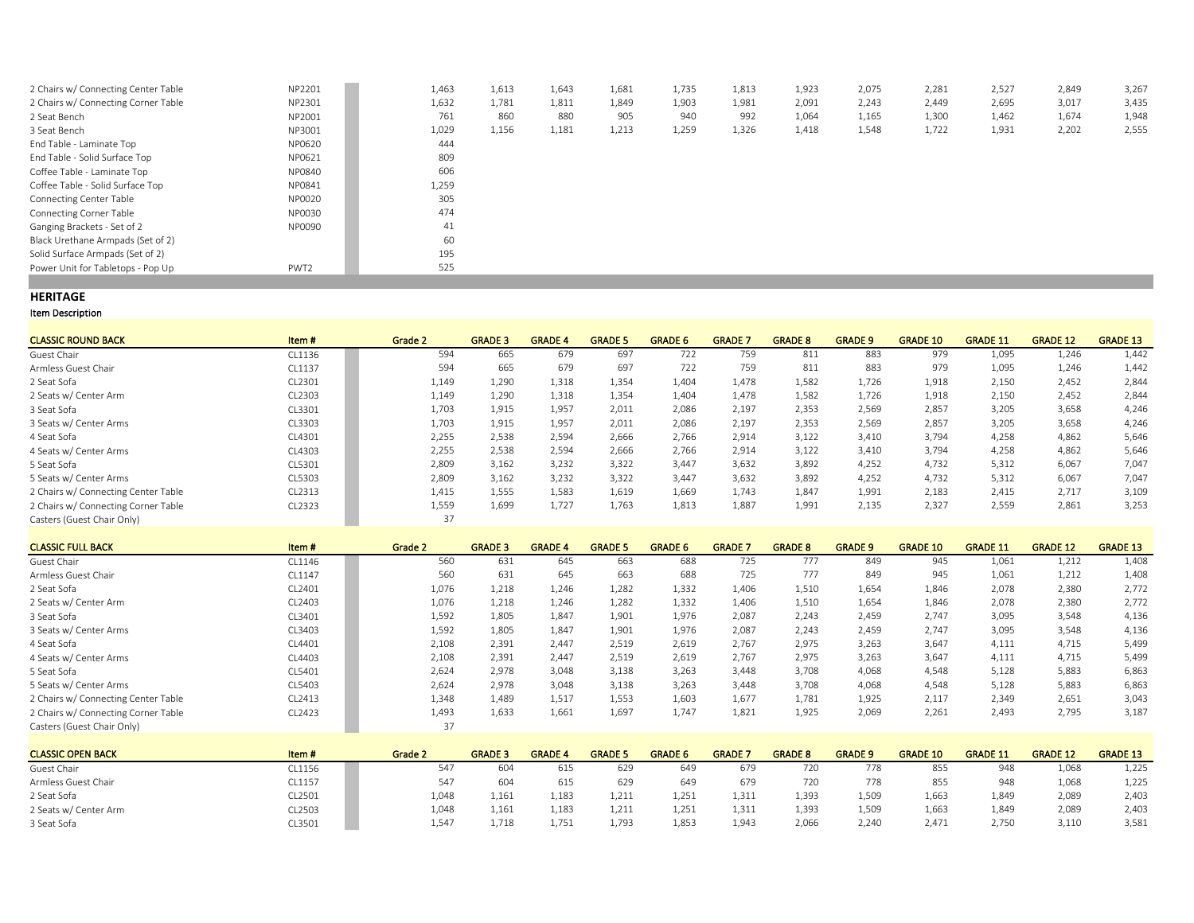| | | | | | | | | | | | | | |
|---|---|---|---|---|---|---|---|---|---|---|---|---|---|
| 2 Chairs w/ Connecting Center Table | NP2201 | 1,463 | 1,613 | 1,643 | 1,681 | 1,735 | 1,813 | 1,923 | 2,075 | 2,281 | 2,527 | 2,849 | 3,267 |
| 2 Chairs w/ Connecting Corner Table | NP2301 | 1,632 | 1,781 | 1,811 | 1,849 | 1,903 | 1,981 | 2,091 | 2,243 | 2,449 | 2,695 | 3,017 | 3,435 |
| 2 Seat Bench | NP2001 | 761 | 860 | 880 | 905 | 940 | 992 | 1,064 | 1,165 | 1,300 | 1,462 | 1,674 | 1,948 |
| 3 Seat Bench | NP3001 | 1,029 | 1,156 | 1,181 | 1,213 | 1,259 | 1,326 | 1,418 | 1,548 | 1,722 | 1,931 | 2,202 | 2,555 |
| End Table - Laminate Top | NP0620 | 444 | | | | | | | | | | | |
| End Table - Solid Surface Top | NP0621 | 809 | | | | | | | | | | | |
| Coffee Table - Laminate Top | NP0840 | 606 | | | | | | | | | | | |
| Coffee Table - Solid Surface Top | NP0841 | 1,259 | | | | | | | | | | | |
| Connecting Center Table | NP0020 | 305 | | | | | | | | | | | |
| Connecting Corner Table | NP0030 | 474 | | | | | | | | | | | |
| Ganging Brackets - Set of 2 | NP0090 | 41 | | | | | | | | | | | |
| Black Urethane Armpads (Set of 2) | | 60 | | | | | | | | | | | |
| Solid Surface Armpads (Set of 2) | | 195 | | | | | | | | | | | |
| Power Unit for Tabletops - Pop Up | PWT2 | 525 | | | | | | | | | | | |

## HERITAGE

**Item Description**

| CLASSIC ROUND BACK | Item # | Grade 2 | GRADE 3 | GRADE 4 | GRADE 5 | GRADE 6 | GRADE 7 | GRADE 8 | GRADE 9 | GRADE 10 | GRADE 11 | GRADE 12 | GRADE 13 |
|---|---|---|---|---|---|---|---|---|---|---|---|---|---|
| Guest Chair | CL1136 | 594 | 665 | 679 | 697 | 722 | 759 | 811 | 883 | 979 | 1,095 | 1,246 | 1,442 |
| Armless Guest Chair | CL1137 | 594 | 665 | 679 | 697 | 722 | 759 | 811 | 883 | 979 | 1,095 | 1,246 | 1,442 |
| 2 Seat Sofa | CL2301 | 1,149 | 1,290 | 1,318 | 1,354 | 1,404 | 1,478 | 1,582 | 1,726 | 1,918 | 2,150 | 2,452 | 2,844 |
| 2 Seats w/ Center Arm | CL2303 | 1,149 | 1,290 | 1,318 | 1,354 | 1,404 | 1,478 | 1,582 | 1,726 | 1,918 | 2,150 | 2,452 | 2,844 |
| 3 Seat Sofa | CL3301 | 1,703 | 1,915 | 1,957 | 2,011 | 2,086 | 2,197 | 2,353 | 2,569 | 2,857 | 3,205 | 3,658 | 4,246 |
| 3 Seats w/ Center Arms | CL3303 | 1,703 | 1,915 | 1,957 | 2,011 | 2,086 | 2,197 | 2,353 | 2,569 | 2,857 | 3,205 | 3,658 | 4,246 |
| 4 Seat Sofa | CL4301 | 2,255 | 2,538 | 2,594 | 2,666 | 2,766 | 2,914 | 3,122 | 3,410 | 3,794 | 4,258 | 4,862 | 5,646 |
| 4 Seats w/ Center Arms | CL4303 | 2,255 | 2,538 | 2,594 | 2,666 | 2,766 | 2,914 | 3,122 | 3,410 | 3,794 | 4,258 | 4,862 | 5,646 |
| 5 Seat Sofa | CL5301 | 2,809 | 3,162 | 3,232 | 3,322 | 3,447 | 3,632 | 3,892 | 4,252 | 4,732 | 5,312 | 6,067 | 7,047 |
| 5 Seats w/ Center Arms | CL5303 | 2,809 | 3,162 | 3,232 | 3,322 | 3,447 | 3,632 | 3,892 | 4,252 | 4,732 | 5,312 | 6,067 | 7,047 |
| 2 Chairs w/ Connecting Center Table | CL2313 | 1,415 | 1,555 | 1,583 | 1,619 | 1,669 | 1,743 | 1,847 | 1,991 | 2,183 | 2,415 | 2,717 | 3,109 |
| 2 Chairs w/ Connecting Corner Table | CL2323 | 1,559 | 1,699 | 1,727 | 1,763 | 1,813 | 1,887 | 1,991 | 2,135 | 2,327 | 2,559 | 2,861 | 3,253 |
| Casters (Guest Chair Only) | | 37 | | | | | | | | | | | |

| CLASSIC FULL BACK | Item # | Grade 2 | GRADE 3 | GRADE 4 | GRADE 5 | GRADE 6 | GRADE 7 | GRADE 8 | GRADE 9 | GRADE 10 | GRADE 11 | GRADE 12 | GRADE 13 |
|---|---|---|---|---|---|---|---|---|---|---|---|---|---|
| Guest Chair | CL1146 | 560 | 631 | 645 | 663 | 688 | 725 | 777 | 849 | 945 | 1,061 | 1,212 | 1,408 |
| Armless Guest Chair | CL1147 | 560 | 631 | 645 | 663 | 688 | 725 | 777 | 849 | 945 | 1,061 | 1,212 | 1,408 |
| 2 Seat Sofa | CL2401 | 1,076 | 1,218 | 1,246 | 1,282 | 1,332 | 1,406 | 1,510 | 1,654 | 1,846 | 2,078 | 2,380 | 2,772 |
| 2 Seats w/ Center Arm | CL2403 | 1,076 | 1,218 | 1,246 | 1,282 | 1,332 | 1,406 | 1,510 | 1,654 | 1,846 | 2,078 | 2,380 | 2,772 |
| 3 Seat Sofa | CL3401 | 1,592 | 1,805 | 1,847 | 1,901 | 1,976 | 2,087 | 2,243 | 2,459 | 2,747 | 3,095 | 3,548 | 4,136 |
| 3 Seats w/ Center Arms | CL3403 | 1,592 | 1,805 | 1,847 | 1,901 | 1,976 | 2,087 | 2,243 | 2,459 | 2,747 | 3,095 | 3,548 | 4,136 |
| 4 Seat Sofa | CL4401 | 2,108 | 2,391 | 2,447 | 2,519 | 2,619 | 2,767 | 2,975 | 3,263 | 3,647 | 4,111 | 4,715 | 5,499 |
| 4 Seats w/ Center Arms | CL4403 | 2,108 | 2,391 | 2,447 | 2,519 | 2,619 | 2,767 | 2,975 | 3,263 | 3,647 | 4,111 | 4,715 | 5,499 |
| 5 Seat Sofa | CL5401 | 2,624 | 2,978 | 3,048 | 3,138 | 3,263 | 3,448 | 3,708 | 4,068 | 4,548 | 5,128 | 5,883 | 6,863 |
| 5 Seats w/ Center Arms | CL5403 | 2,624 | 2,978 | 3,048 | 3,138 | 3,263 | 3,448 | 3,708 | 4,068 | 4,548 | 5,128 | 5,883 | 6,863 |
| 2 Chairs w/ Connecting Center Table | CL2413 | 1,348 | 1,489 | 1,517 | 1,553 | 1,603 | 1,677 | 1,781 | 1,925 | 2,117 | 2,349 | 2,651 | 3,043 |
| 2 Chairs w/ Connecting Corner Table | CL2423 | 1,493 | 1,633 | 1,661 | 1,697 | 1,747 | 1,821 | 1,925 | 2,069 | 2,261 | 2,493 | 2,795 | 3,187 |
| Casters (Guest Chair Only) | | 37 | | | | | | | | | | | |

| CLASSIC OPEN BACK | Item # | Grade 2 | GRADE 3 | GRADE 4 | GRADE 5 | GRADE 6 | GRADE 7 | GRADE 8 | GRADE 9 | GRADE 10 | GRADE 11 | GRADE 12 | GRADE 13 |
|---|---|---|---|---|---|---|---|---|---|---|---|---|---|
| Guest Chair | CL1156 | 547 | 604 | 615 | 629 | 649 | 679 | 720 | 778 | 855 | 948 | 1,068 | 1,225 |
| Armless Guest Chair | CL1157 | 547 | 604 | 615 | 629 | 649 | 679 | 720 | 778 | 855 | 948 | 1,068 | 1,225 |
| 2 Seat Sofa | CL2501 | 1,048 | 1,161 | 1,183 | 1,211 | 1,251 | 1,311 | 1,393 | 1,509 | 1,663 | 1,849 | 2,089 | 2,403 |
| 2 Seats w/ Center Arm | CL2503 | 1,048 | 1,161 | 1,183 | 1,211 | 1,251 | 1,311 | 1,393 | 1,509 | 1,663 | 1,849 | 2,089 | 2,403 |
| 3 Seat Sofa | CL3501 | 1,547 | 1,718 | 1,751 | 1,793 | 1,853 | 1,943 | 2,066 | 2,240 | 2,471 | 2,750 | 3,110 | 3,581 |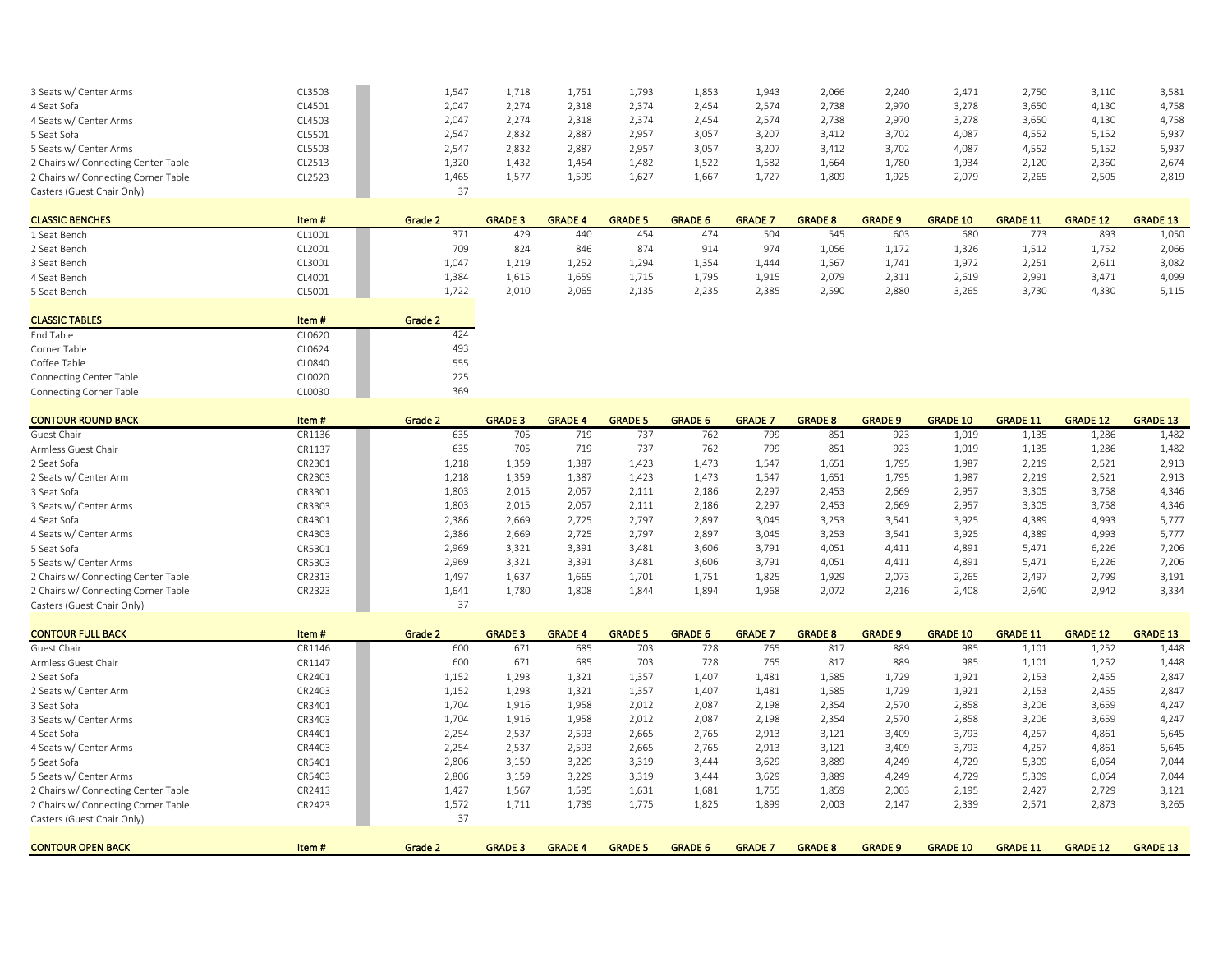| | | | | | | | | | | | | | |
|---|---|---|---|---|---|---|---|---|---|---|---|---|---|
| 3 Seats w/ Center Arms | CL3503 | 1,547 | 1,718 | 1,751 | 1,793 | 1,853 | 1,943 | 2,066 | 2,240 | 2,471 | 2,750 | 3,110 | 3,581 |
| 4 Seat Sofa | CL4501 | 2,047 | 2,274 | 2,318 | 2,374 | 2,454 | 2,574 | 2,738 | 2,970 | 3,278 | 3,650 | 4,130 | 4,758 |
| 4 Seats w/ Center Arms | CL4503 | 2,047 | 2,274 | 2,318 | 2,374 | 2,454 | 2,574 | 2,738 | 2,970 | 3,278 | 3,650 | 4,130 | 4,758 |
| 5 Seat Sofa | CL5501 | 2,547 | 2,832 | 2,887 | 2,957 | 3,057 | 3,207 | 3,412 | 3,702 | 4,087 | 4,552 | 5,152 | 5,937 |
| 5 Seats w/ Center Arms | CL5503 | 2,547 | 2,832 | 2,887 | 2,957 | 3,057 | 3,207 | 3,412 | 3,702 | 4,087 | 4,552 | 5,152 | 5,937 |
| 2 Chairs w/ Connecting Center Table | CL2513 | 1,320 | 1,432 | 1,454 | 1,482 | 1,522 | 1,582 | 1,664 | 1,780 | 1,934 | 2,120 | 2,360 | 2,674 |
| 2 Chairs w/ Connecting Corner Table | CL2523 | 1,465 | 1,577 | 1,599 | 1,627 | 1,667 | 1,727 | 1,809 | 1,925 | 2,079 | 2,265 | 2,505 | 2,819 |
| Casters (Guest Chair Only) | | 37 | | | | | | | | | | | |

| CLASSIC BENCHES | Item # | Grade 2 | GRADE 3 | GRADE 4 | GRADE 5 | GRADE 6 | GRADE 7 | GRADE 8 | GRADE 9 | GRADE 10 | GRADE 11 | GRADE 12 | GRADE 13 |
|---|---|---|---|---|---|---|---|---|---|---|---|---|---|
| 1 Seat Bench | CL1001 | 371 | 429 | 440 | 454 | 474 | 504 | 545 | 603 | 680 | 773 | 893 | 1,050 |
| 2 Seat Bench | CL2001 | 709 | 824 | 846 | 874 | 914 | 974 | 1,056 | 1,172 | 1,326 | 1,512 | 1,752 | 2,066 |
| 3 Seat Bench | CL3001 | 1,047 | 1,219 | 1,252 | 1,294 | 1,354 | 1,444 | 1,567 | 1,741 | 1,972 | 2,251 | 2,611 | 3,082 |
| 4 Seat Bench | CL4001 | 1,384 | 1,615 | 1,659 | 1,715 | 1,795 | 1,915 | 2,079 | 2,311 | 2,619 | 2,991 | 3,471 | 4,099 |
| 5 Seat Bench | CL5001 | 1,722 | 2,010 | 2,065 | 2,135 | 2,235 | 2,385 | 2,590 | 2,880 | 3,265 | 3,730 | 4,330 | 5,115 |

| CLASSIC TABLES | Item # | Grade 2 |
|---|---|---|
| End Table | CL0620 | 424 |
| Corner Table | CL0624 | 493 |
| Coffee Table | CL0840 | 555 |
| Connecting Center Table | CL0020 | 225 |
| Connecting Corner Table | CL0030 | 369 |

| CONTOUR ROUND BACK | Item # | Grade 2 | GRADE 3 | GRADE 4 | GRADE 5 | GRADE 6 | GRADE 7 | GRADE 8 | GRADE 9 | GRADE 10 | GRADE 11 | GRADE 12 | GRADE 13 |
|---|---|---|---|---|---|---|---|---|---|---|---|---|---|
| Guest Chair | CR1136 | 635 | 705 | 719 | 737 | 762 | 799 | 851 | 923 | 1,019 | 1,135 | 1,286 | 1,482 |
| Armless Guest Chair | CR1137 | 635 | 705 | 719 | 737 | 762 | 799 | 851 | 923 | 1,019 | 1,135 | 1,286 | 1,482 |
| 2 Seat Sofa | CR2301 | 1,218 | 1,359 | 1,387 | 1,423 | 1,473 | 1,547 | 1,651 | 1,795 | 1,987 | 2,219 | 2,521 | 2,913 |
| 2 Seats w/ Center Arm | CR2303 | 1,218 | 1,359 | 1,387 | 1,423 | 1,473 | 1,547 | 1,651 | 1,795 | 1,987 | 2,219 | 2,521 | 2,913 |
| 3 Seat Sofa | CR3301 | 1,803 | 2,015 | 2,057 | 2,111 | 2,186 | 2,297 | 2,453 | 2,669 | 2,957 | 3,305 | 3,758 | 4,346 |
| 3 Seats w/ Center Arms | CR3303 | 1,803 | 2,015 | 2,057 | 2,111 | 2,186 | 2,297 | 2,453 | 2,669 | 2,957 | 3,305 | 3,758 | 4,346 |
| 4 Seat Sofa | CR4301 | 2,386 | 2,669 | 2,725 | 2,797 | 2,897 | 3,045 | 3,253 | 3,541 | 3,925 | 4,389 | 4,993 | 5,777 |
| 4 Seats w/ Center Arms | CR4303 | 2,386 | 2,669 | 2,725 | 2,797 | 2,897 | 3,045 | 3,253 | 3,541 | 3,925 | 4,389 | 4,993 | 5,777 |
| 5 Seat Sofa | CR5301 | 2,969 | 3,321 | 3,391 | 3,481 | 3,606 | 3,791 | 4,051 | 4,411 | 4,891 | 5,471 | 6,226 | 7,206 |
| 5 Seats w/ Center Arms | CR5303 | 2,969 | 3,321 | 3,391 | 3,481 | 3,606 | 3,791 | 4,051 | 4,411 | 4,891 | 5,471 | 6,226 | 7,206 |
| 2 Chairs w/ Connecting Center Table | CR2313 | 1,497 | 1,637 | 1,665 | 1,701 | 1,751 | 1,825 | 1,929 | 2,073 | 2,265 | 2,497 | 2,799 | 3,191 |
| 2 Chairs w/ Connecting Corner Table | CR2323 | 1,641 | 1,780 | 1,808 | 1,844 | 1,894 | 1,968 | 2,072 | 2,216 | 2,408 | 2,640 | 2,942 | 3,334 |
| Casters (Guest Chair Only) | | 37 | | | | | | | | | | | |

| CONTOUR FULL BACK | Item # | Grade 2 | GRADE 3 | GRADE 4 | GRADE 5 | GRADE 6 | GRADE 7 | GRADE 8 | GRADE 9 | GRADE 10 | GRADE 11 | GRADE 12 | GRADE 13 |
|---|---|---|---|---|---|---|---|---|---|---|---|---|---|
| Guest Chair | CR1146 | 600 | 671 | 685 | 703 | 728 | 765 | 817 | 889 | 985 | 1,101 | 1,252 | 1,448 |
| Armless Guest Chair | CR1147 | 600 | 671 | 685 | 703 | 728 | 765 | 817 | 889 | 985 | 1,101 | 1,252 | 1,448 |
| 2 Seat Sofa | CR2401 | 1,152 | 1,293 | 1,321 | 1,357 | 1,407 | 1,481 | 1,585 | 1,729 | 1,921 | 2,153 | 2,455 | 2,847 |
| 2 Seats w/ Center Arm | CR2403 | 1,152 | 1,293 | 1,321 | 1,357 | 1,407 | 1,481 | 1,585 | 1,729 | 1,921 | 2,153 | 2,455 | 2,847 |
| 3 Seat Sofa | CR3401 | 1,704 | 1,916 | 1,958 | 2,012 | 2,087 | 2,198 | 2,354 | 2,570 | 2,858 | 3,206 | 3,659 | 4,247 |
| 3 Seats w/ Center Arms | CR3403 | 1,704 | 1,916 | 1,958 | 2,012 | 2,087 | 2,198 | 2,354 | 2,570 | 2,858 | 3,206 | 3,659 | 4,247 |
| 4 Seat Sofa | CR4401 | 2,254 | 2,537 | 2,593 | 2,665 | 2,765 | 2,913 | 3,121 | 3,409 | 3,793 | 4,257 | 4,861 | 5,645 |
| 4 Seats w/ Center Arms | CR4403 | 2,254 | 2,537 | 2,593 | 2,665 | 2,765 | 2,913 | 3,121 | 3,409 | 3,793 | 4,257 | 4,861 | 5,645 |
| 5 Seat Sofa | CR5401 | 2,806 | 3,159 | 3,229 | 3,319 | 3,444 | 3,629 | 3,889 | 4,249 | 4,729 | 5,309 | 6,064 | 7,044 |
| 5 Seats w/ Center Arms | CR5403 | 2,806 | 3,159 | 3,229 | 3,319 | 3,444 | 3,629 | 3,889 | 4,249 | 4,729 | 5,309 | 6,064 | 7,044 |
| 2 Chairs w/ Connecting Center Table | CR2413 | 1,427 | 1,567 | 1,595 | 1,631 | 1,681 | 1,755 | 1,859 | 2,003 | 2,195 | 2,427 | 2,729 | 3,121 |
| 2 Chairs w/ Connecting Corner Table | CR2423 | 1,572 | 1,711 | 1,739 | 1,775 | 1,825 | 1,899 | 2,003 | 2,147 | 2,339 | 2,571 | 2,873 | 3,265 |
| Casters (Guest Chair Only) | | 37 | | | | | | | | | | | |

| CONTOUR OPEN BACK | Item # | Grade 2 | GRADE 3 | GRADE 4 | GRADE 5 | GRADE 6 | GRADE 7 | GRADE 8 | GRADE 9 | GRADE 10 | GRADE 11 | GRADE 12 | GRADE 13 |
|---|---|---|---|---|---|---|---|---|---|---|---|---|---|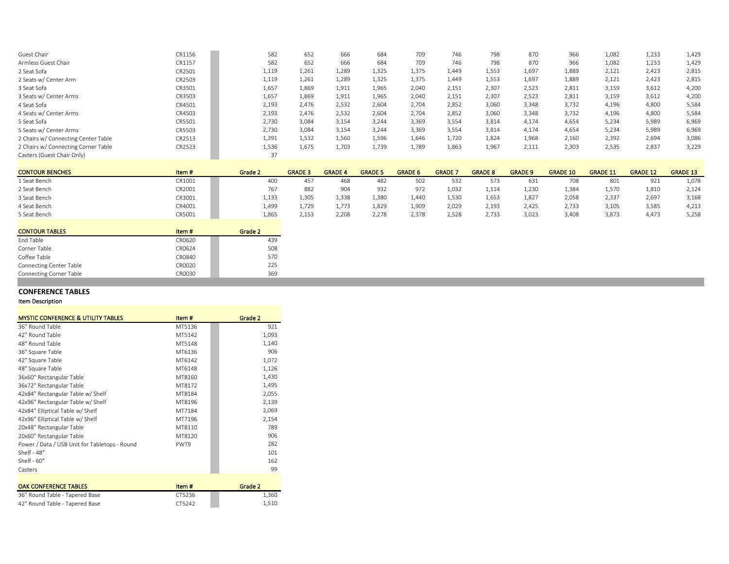| | | | | | | | | | | | | | |
|---|---|---|---|---|---|---|---|---|---|---|---|---|---|
| Guest Chair | CR1156 | 582 | 652 | 666 | 684 | 709 | 746 | 798 | 870 | 966 | 1,082 | 1,233 | 1,429 |
| Armless Guest Chair | CR1157 | 582 | 652 | 666 | 684 | 709 | 746 | 798 | 870 | 966 | 1,082 | 1,233 | 1,429 |
| 2 Seat Sofa | CR2501 | 1,119 | 1,261 | 1,289 | 1,325 | 1,375 | 1,449 | 1,553 | 1,697 | 1,889 | 2,121 | 2,423 | 2,815 |
| 2 Seats w/ Center Arm | CR2503 | 1,119 | 1,261 | 1,289 | 1,325 | 1,375 | 1,449 | 1,553 | 1,697 | 1,889 | 2,121 | 2,423 | 2,815 |
| 3 Seat Sofa | CR3501 | 1,657 | 1,869 | 1,911 | 1,965 | 2,040 | 2,151 | 2,307 | 2,523 | 2,811 | 3,159 | 3,612 | 4,200 |
| 3 Seats w/ Center Arms | CR3503 | 1,657 | 1,869 | 1,911 | 1,965 | 2,040 | 2,151 | 2,307 | 2,523 | 2,811 | 3,159 | 3,612 | 4,200 |
| 4 Seat Sofa | CR4501 | 2,193 | 2,476 | 2,532 | 2,604 | 2,704 | 2,852 | 3,060 | 3,348 | 3,732 | 4,196 | 4,800 | 5,584 |
| 4 Seats w/ Center Arms | CR4503 | 2,193 | 2,476 | 2,532 | 2,604 | 2,704 | 2,852 | 3,060 | 3,348 | 3,732 | 4,196 | 4,800 | 5,584 |
| 5 Seat Sofa | CR5501 | 2,730 | 3,084 | 3,154 | 3,244 | 3,369 | 3,554 | 3,814 | 4,174 | 4,654 | 5,234 | 5,989 | 6,969 |
| 5 Seats w/ Center Arms | CR5503 | 2,730 | 3,084 | 3,154 | 3,244 | 3,369 | 3,554 | 3,814 | 4,174 | 4,654 | 5,234 | 5,989 | 6,969 |
| 2 Chairs w/ Connecting Center Table | CR2513 | 1,391 | 1,532 | 1,560 | 1,596 | 1,646 | 1,720 | 1,824 | 1,968 | 2,160 | 2,392 | 2,694 | 3,086 |
| 2 Chairs w/ Connecting Corner Table | CR2523 | 1,536 | 1,675 | 1,703 | 1,739 | 1,789 | 1,863 | 1,967 | 2,111 | 2,303 | 2,535 | 2,837 | 3,229 |
| Casters (Guest Chair Only) | | 37 | | | | | | | | | | | |

| CONTOUR BENCHES | Item # | Grade 2 | GRADE 3 | GRADE 4 | GRADE 5 | GRADE 6 | GRADE 7 | GRADE 8 | GRADE 9 | GRADE 10 | GRADE 11 | GRADE 12 | GRADE 13 |
|---|---|---|---|---|---|---|---|---|---|---|---|---|---|
| 1 Seat Bench | CR1001 | 400 | 457 | 468 | 482 | 502 | 532 | 573 | 631 | 708 | 801 | 921 | 1,078 |
| 2 Seat Bench | CR2001 | 767 | 882 | 904 | 932 | 972 | 1,032 | 1,114 | 1,230 | 1,384 | 1,570 | 1,810 | 2,124 |
| 3 Seat Bench | CR3001 | 1,133 | 1,305 | 1,338 | 1,380 | 1,440 | 1,530 | 1,653 | 1,827 | 2,058 | 2,337 | 2,697 | 3,168 |
| 4 Seat Bench | CR4001 | 1,499 | 1,729 | 1,773 | 1,829 | 1,909 | 2,029 | 2,193 | 2,425 | 2,733 | 3,105 | 3,585 | 4,213 |
| 5 Seat Bench | CR5001 | 1,865 | 2,153 | 2,208 | 2,278 | 2,378 | 2,528 | 2,733 | 3,023 | 3,408 | 3,873 | 4,473 | 5,258 |

| CONTOUR TABLES | Item # | Grade 2 |
|---|---|---|
| End Table | CR0620 | 439 |
| Corner Table | CR0624 | 508 |
| Coffee Table | CR0840 | 570 |
| Connecting Center Table | CR0020 | 225 |
| Connecting Corner Table | CR0030 | 369 |

## CONFERENCE TABLES

**Item Description**

| MYSTIC CONFERENCE & UTILITY TABLES | Item # | Grade 2 |
|---|---|---|
| 36" Round Table | MT5136 | 921 |
| 42" Round Table | MT5142 | 1,093 |
| 48" Round Table | MT5148 | 1,140 |
| 36" Square Table | MT6136 | 906 |
| 42" Square Table | MT6142 | 1,072 |
| 48" Square Table | MT6148 | 1,126 |
| 36x60" Rectangular Table | MT8160 | 1,430 |
| 36x72" Rectangular Table | MT8172 | 1,495 |
| 42x84" Rectangular Table w/ Shelf | MT8184 | 2,055 |
| 42x96" Rectangular Table w/ Shelf | MT8196 | 2,139 |
| 42x84" Elliptical Table w/ Shelf | MT7184 | 2,069 |
| 42x96" Elliptical Table w/ Shelf | MT7196 | 2,154 |
| 20x48" Rectangular Table | MT8110 | 789 |
| 20x60" Rectangular Table | MT8120 | 906 |
| Power / Data / USB Unit for Tabletops - Round | PWT9 | 282 |
| Shelf - 48" | | 101 |
| Shelf - 60" | | 162 |
| Casters | | 99 |

| OAK CONFERENCE TABLES | Item # | Grade 2 |
|---|---|---|
| 36" Round Table - Tapered Base | CT5236 | 1,360 |
| 42" Round Table - Tapered Base | CT5242 | 1,510 |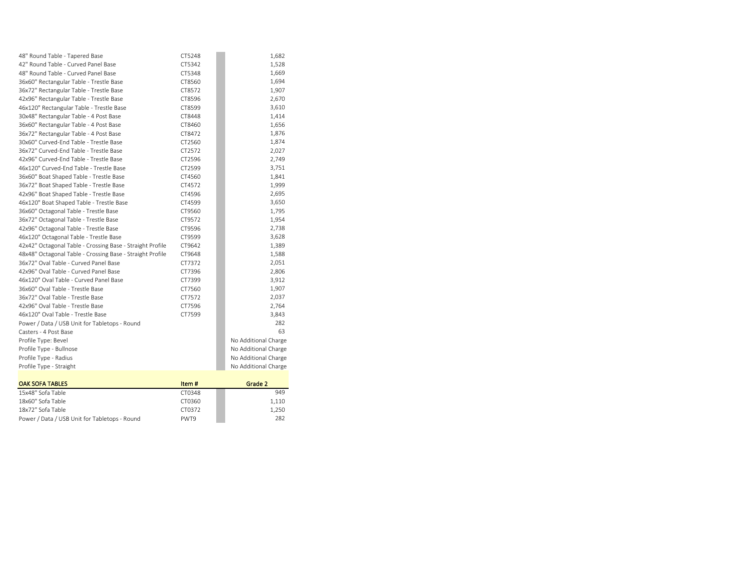| | | | |
|---|---|---|---|
| 48" Round Table - Tapered Base | CT5248 | | 1,682 |
| 42" Round Table - Curved Panel Base | CT5342 | | 1,528 |
| 48" Round Table - Curved Panel Base | CT5348 | | 1,669 |
| 36x60" Rectangular Table - Trestle Base | CT8560 | | 1,694 |
| 36x72" Rectangular Table - Trestle Base | CT8572 | | 1,907 |
| 42x96" Rectangular Table - Trestle Base | CT8596 | | 2,670 |
| 46x120" Rectangular Table - Trestle Base | CT8599 | | 3,610 |
| 30x48" Rectangular Table - 4 Post Base | CT8448 | | 1,414 |
| 36x60" Rectangular Table - 4 Post Base | CT8460 | | 1,656 |
| 36x72" Rectangular Table - 4 Post Base | CT8472 | | 1,876 |
| 30x60" Curved-End Table - Trestle Base | CT2560 | | 1,874 |
| 36x72" Curved-End Table - Trestle Base | CT2572 | | 2,027 |
| 42x96" Curved-End Table - Trestle Base | CT2596 | | 2,749 |
| 46x120" Curved-End Table - Trestle Base | CT2599 | | 3,751 |
| 36x60" Boat Shaped Table - Trestle Base | CT4560 | | 1,841 |
| 36x72" Boat Shaped Table - Trestle Base | CT4572 | | 1,999 |
| 42x96" Boat Shaped Table - Trestle Base | CT4596 | | 2,695 |
| 46x120" Boat Shaped Table - Trestle Base | CT4599 | | 3,650 |
| 36x60" Octagonal Table - Trestle Base | CT9560 | | 1,795 |
| 36x72" Octagonal Table - Trestle Base | CT9572 | | 1,954 |
| 42x96" Octagonal Table - Trestle Base | CT9596 | | 2,738 |
| 46x120" Octagonal Table - Trestle Base | CT9599 | | 3,628 |
| 42x42" Octagonal Table - Crossing Base - Straight Profile | CT9642 | | 1,389 |
| 48x48" Octagonal Table - Crossing Base - Straight Profile | CT9648 | | 1,588 |
| 36x72" Oval Table - Curved Panel Base | CT7372 | | 2,051 |
| 42x96" Oval Table - Curved Panel Base | CT7396 | | 2,806 |
| 46x120" Oval Table - Curved Panel Base | CT7399 | | 3,912 |
| 36x60" Oval Table - Trestle Base | CT7560 | | 1,907 |
| 36x72" Oval Table - Trestle Base | CT7572 | | 2,037 |
| 42x96" Oval Table - Trestle Base | CT7596 | | 2,764 |
| 46x120" Oval Table - Trestle Base | CT7599 | | 3,843 |
| Power / Data / USB Unit for Tabletops - Round | | | 282 |
| Casters - 4 Post Base | | | 63 |
| Profile Type: Bevel | | | No Additional Charge |
| Profile Type - Bullnose | | | No Additional Charge |
| Profile Type - Radius | | | No Additional Charge |
| Profile Type - Straight | | | No Additional Charge |

| **OAK SOFA TABLES** | **Item #** | | **Grade 2** |
|---|---|---|---|
| 15x48" Sofa Table | CT0348 | | 949 |
| 18x60" Sofa Table | CT0360 | | 1,110 |
| 18x72" Sofa Table | CT0372 | | 1,250 |
| Power / Data / USB Unit for Tabletops - Round | PWT9 | | 282 |